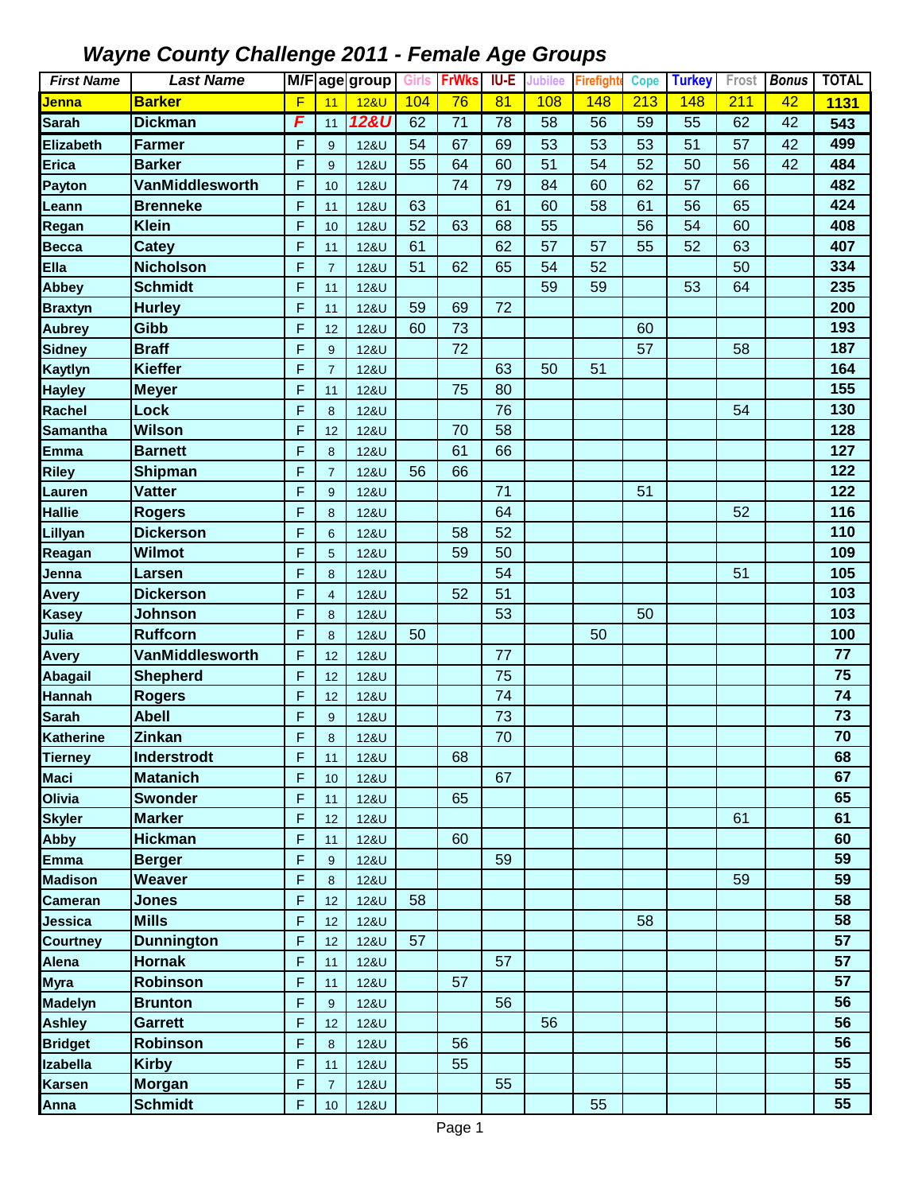# *Wayne County Challenge 2011 - Female Age Groups*

| *First Name* | *Last Name* | M/F | age | group | Girls | FrWks | IU-E | Jubilee | Firefighte | Cope | Turkey | Frost | *Bonus* | TOTAL |
|---|---|---|---|---|---|---|---|---|---|---|---|---|---|---|
| Jenna | Barker | F | 11 | 12&U | 104 | 76 | 81 | 108 | 148 | 213 | 148 | 211 | 42 | 1131 |
| Sarah | Dickman | F | 11 | 12&U | 62 | 71 | 78 | 58 | 56 | 59 | 55 | 62 | 42 | 543 |
| Elizabeth | Farmer | F | 9 | 12&U | 54 | 67 | 69 | 53 | 53 | 53 | 51 | 57 | 42 | 499 |
| Erica | Barker | F | 9 | 12&U | 55 | 64 | 60 | 51 | 54 | 52 | 50 | 56 | 42 | 484 |
| Payton | VanMiddlesworth | F | 10 | 12&U | | 74 | 79 | 84 | 60 | 62 | 57 | 66 | | 482 |
| Leann | Brenneke | F | 11 | 12&U | 63 | | 61 | 60 | 58 | 61 | 56 | 65 | | 424 |
| Regan | Klein | F | 10 | 12&U | 52 | 63 | 68 | 55 | | 56 | 54 | 60 | | 408 |
| Becca | Catey | F | 11 | 12&U | 61 | | 62 | 57 | 57 | 55 | 52 | 63 | | 407 |
| Ella | Nicholson | F | 7 | 12&U | 51 | 62 | 65 | 54 | 52 | | | 50 | | 334 |
| Abbey | Schmidt | F | 11 | 12&U | | | | 59 | 59 | | 53 | 64 | | 235 |
| Braxtyn | Hurley | F | 11 | 12&U | 59 | 69 | 72 | | | | | | | 200 |
| Aubrey | Gibb | F | 12 | 12&U | 60 | 73 | | | | 60 | | | | 193 |
| Sidney | Braff | F | 9 | 12&U | | 72 | | | | 57 | | 58 | | 187 |
| Kaytlyn | Kieffer | F | 7 | 12&U | | | 63 | 50 | 51 | | | | | 164 |
| Hayley | Meyer | F | 11 | 12&U | | 75 | 80 | | | | | | | 155 |
| Rachel | Lock | F | 8 | 12&U | | | 76 | | | | | 54 | | 130 |
| Samantha | Wilson | F | 12 | 12&U | | 70 | 58 | | | | | | | 128 |
| Emma | Barnett | F | 8 | 12&U | | 61 | 66 | | | | | | | 127 |
| Riley | Shipman | F | 7 | 12&U | 56 | 66 | | | | | | | | 122 |
| Lauren | Vatter | F | 9 | 12&U | | | 71 | | | 51 | | | | 122 |
| Hallie | Rogers | F | 8 | 12&U | | | 64 | | | | | 52 | | 116 |
| Lillyan | Dickerson | F | 6 | 12&U | | 58 | 52 | | | | | | | 110 |
| Reagan | Wilmot | F | 5 | 12&U | | 59 | 50 | | | | | | | 109 |
| Jenna | Larsen | F | 8 | 12&U | | | 54 | | | | | 51 | | 105 |
| Avery | Dickerson | F | 4 | 12&U | | 52 | 51 | | | | | | | 103 |
| Kasey | Johnson | F | 8 | 12&U | | | 53 | | | 50 | | | | 103 |
| Julia | Ruffcorn | F | 8 | 12&U | 50 | | | | 50 | | | | | 100 |
| Avery | VanMiddlesworth | F | 12 | 12&U | | | 77 | | | | | | | 77 |
| Abagail | Shepherd | F | 12 | 12&U | | | 75 | | | | | | | 75 |
| Hannah | Rogers | F | 12 | 12&U | | | 74 | | | | | | | 74 |
| Sarah | Abell | F | 9 | 12&U | | | 73 | | | | | | | 73 |
| Katherine | Zinkan | F | 8 | 12&U | | | 70 | | | | | | | 70 |
| Tierney | Inderstrodt | F | 11 | 12&U | | 68 | | | | | | | | 68 |
| Maci | Matanich | F | 10 | 12&U | | | 67 | | | | | | | 67 |
| Olivia | Swonder | F | 11 | 12&U | | 65 | | | | | | | | 65 |
| Skyler | Marker | F | 12 | 12&U | | | | | | | | 61 | | 61 |
| Abby | Hickman | F | 11 | 12&U | | 60 | | | | | | | | 60 |
| Emma | Berger | F | 9 | 12&U | | | 59 | | | | | | | 59 |
| Madison | Weaver | F | 8 | 12&U | | | | | | | | 59 | | 59 |
| Cameran | Jones | F | 12 | 12&U | 58 | | | | | | | | | 58 |
| Jessica | Mills | F | 12 | 12&U | | | | | | 58 | | | | 58 |
| Courtney | Dunnington | F | 12 | 12&U | 57 | | | | | | | | | 57 |
| Alena | Hornak | F | 11 | 12&U | | | 57 | | | | | | | 57 |
| Myra | Robinson | F | 11 | 12&U | | 57 | | | | | | | | 57 |
| Madelyn | Brunton | F | 9 | 12&U | | | 56 | | | | | | | 56 |
| Ashley | Garrett | F | 12 | 12&U | | | | 56 | | | | | | 56 |
| Bridget | Robinson | F | 8 | 12&U | | 56 | | | | | | | | 56 |
| Izabella | Kirby | F | 11 | 12&U | | 55 | | | | | | | | 55 |
| Karsen | Morgan | F | 7 | 12&U | | | 55 | | | | | | | 55 |
| Anna | Schmidt | F | 10 | 12&U | | | | | 55 | | | | | 55 |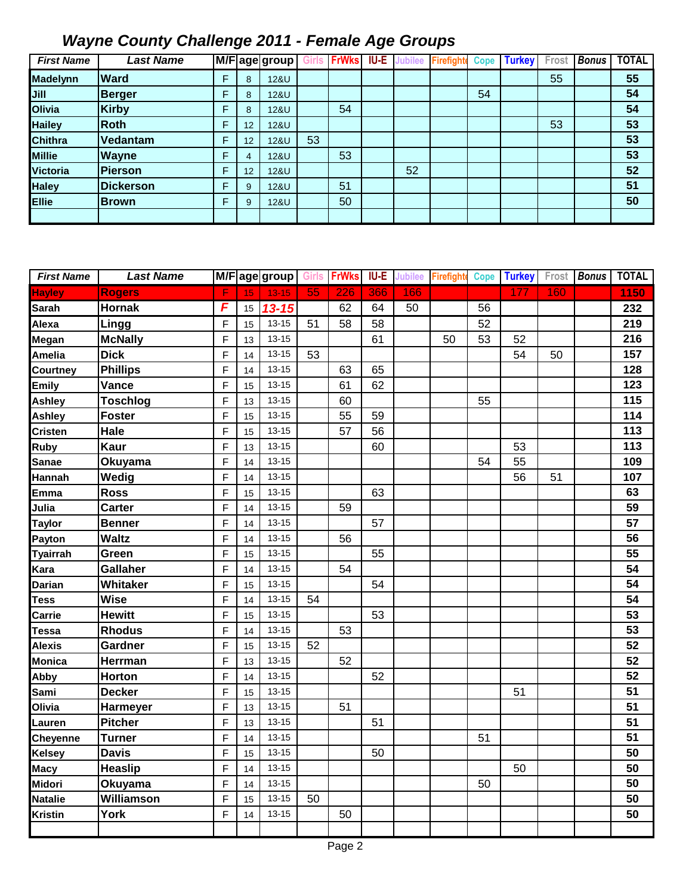# Wayne County Challenge 2011 - Female Age Groups

| First Name | Last Name | M/F | age | group | Girls | FrWks | IU-E | Jubilee | Firefighter | Cope | Turkey | Frost | Bonus | TOTAL |
|---|---|---|---|---|---|---|---|---|---|---|---|---|---|---|
| Madelynn | Ward | F | 8 | 12&U | | | | | | | | 55 | | 55 |
| Jill | Berger | F | 8 | 12&U | | | | | | 54 | | | | 54 |
| Olivia | Kirby | F | 8 | 12&U | | 54 | | | | | | | | 54 |
| Hailey | Roth | F | 12 | 12&U | | | | | | | | 53 | | 53 |
| Chithra | Vedantam | F | 12 | 12&U | 53 | | | | | | | | | 53 |
| Millie | Wayne | F | 4 | 12&U | | 53 | | | | | | | | 53 |
| Victoria | Pierson | F | 12 | 12&U | | | | 52 | | | | | | 52 |
| Haley | Dickerson | F | 9 | 12&U | | 51 | | | | | | | | 51 |
| Ellie | Brown | F | 9 | 12&U | | 50 | | | | | | | | 50 |
| | | | | | | | | | | | | | | |

| First Name | Last Name | M/F | age | group | Girls | FrWks | IU-E | Jubilee | Firefighter | Cope | Turkey | Frost | Bonus | TOTAL |
|---|---|---|---|---|---|---|---|---|---|---|---|---|---|---|
| Hayley | Rogers | F | 15 | 13-15 | 55 | 226 | 366 | 166 | | | 177 | 160 | | 1150 |
| Sarah | Hornak | F | 15 | 13-15 | | 62 | 64 | 50 | | 56 | | | | 232 |
| Alexa | Lingg | F | 15 | 13-15 | 51 | 58 | 58 | | | 52 | | | | 219 |
| Megan | McNally | F | 13 | 13-15 | | | 61 | | 50 | 53 | 52 | | | 216 |
| Amelia | Dick | F | 14 | 13-15 | 53 | | | | | | 54 | 50 | | 157 |
| Courtney | Phillips | F | 14 | 13-15 | | 63 | 65 | | | | | | | 128 |
| Emily | Vance | F | 15 | 13-15 | | 61 | 62 | | | | | | | 123 |
| Ashley | Toschlog | F | 13 | 13-15 | | 60 | | | | 55 | | | | 115 |
| Ashley | Foster | F | 15 | 13-15 | | 55 | 59 | | | | | | | 114 |
| Cristen | Hale | F | 15 | 13-15 | | 57 | 56 | | | | | | | 113 |
| Ruby | Kaur | F | 13 | 13-15 | | | 60 | | | | 53 | | | 113 |
| Sanae | Okuyama | F | 14 | 13-15 | | | | | | 54 | 55 | | | 109 |
| Hannah | Wedig | F | 14 | 13-15 | | | | | | | 56 | 51 | | 107 |
| Emma | Ross | F | 15 | 13-15 | | | 63 | | | | | | | 63 |
| Julia | Carter | F | 14 | 13-15 | | 59 | | | | | | | | 59 |
| Taylor | Benner | F | 14 | 13-15 | | | 57 | | | | | | | 57 |
| Payton | Waltz | F | 14 | 13-15 | | 56 | | | | | | | | 56 |
| Tyairrah | Green | F | 15 | 13-15 | | | 55 | | | | | | | 55 |
| Kara | Gallaher | F | 14 | 13-15 | | 54 | | | | | | | | 54 |
| Darian | Whitaker | F | 15 | 13-15 | | | 54 | | | | | | | 54 |
| Tess | Wise | F | 14 | 13-15 | 54 | | | | | | | | | 54 |
| Carrie | Hewitt | F | 15 | 13-15 | | | 53 | | | | | | | 53 |
| Tessa | Rhodus | F | 14 | 13-15 | | 53 | | | | | | | | 53 |
| Alexis | Gardner | F | 15 | 13-15 | 52 | | | | | | | | | 52 |
| Monica | Herrman | F | 13 | 13-15 | | 52 | | | | | | | | 52 |
| Abby | Horton | F | 14 | 13-15 | | | 52 | | | | | | | 52 |
| Sami | Decker | F | 15 | 13-15 | | | | | | | 51 | | | 51 |
| Olivia | Harmeyer | F | 13 | 13-15 | | 51 | | | | | | | | 51 |
| Lauren | Pitcher | F | 13 | 13-15 | | | 51 | | | | | | | 51 |
| Cheyenne | Turner | F | 14 | 13-15 | | | | | | 51 | | | | 51 |
| Kelsey | Davis | F | 15 | 13-15 | | | 50 | | | | | | | 50 |
| Macy | Heaslip | F | 14 | 13-15 | | | | | | | 50 | | | 50 |
| Midori | Okuyama | F | 14 | 13-15 | | | | | | 50 | | | | 50 |
| Natalie | Williamson | F | 15 | 13-15 | 50 | | | | | | | | | 50 |
| Kristin | York | F | 14 | 13-15 | | 50 | | | | | | | | 50 |
| | | | | | | | | | | | | | | |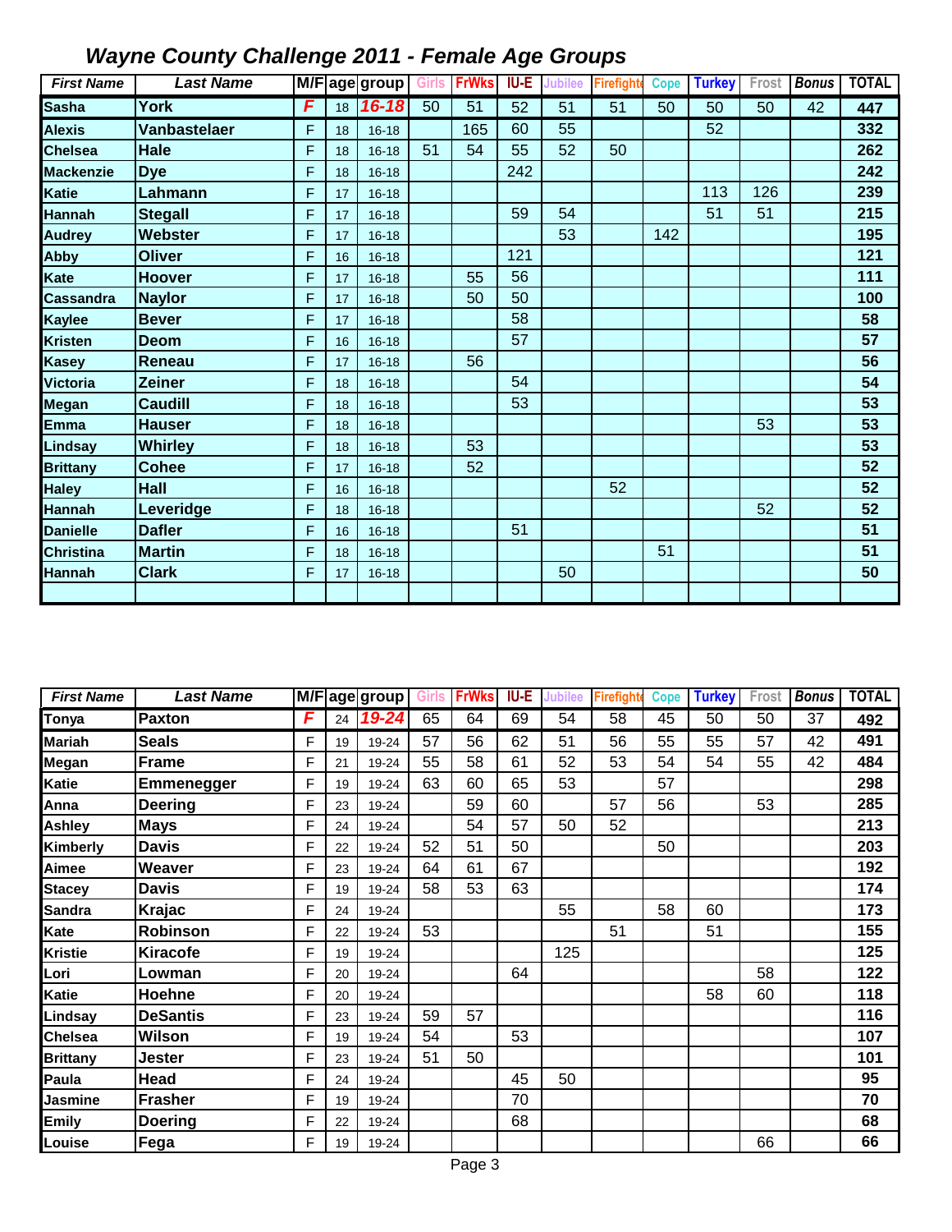# Wayne County Challenge 2011 - Female Age Groups

| First Name | Last Name | M/F | age | group | Girls | FrWks | IU-E | Jubilee | Firefighter | Cope | Turkey | Frost | Bonus | TOTAL |
|---|---|---|---|---|---|---|---|---|---|---|---|---|---|---|
| Sasha | York | F | 18 | 16-18 | 50 | 51 | 52 | 51 | 51 | 50 | 50 | 50 | 42 | 447 |
| Alexis | Vanbastelaer | F | 18 | 16-18 | | 165 | 60 | 55 | | | 52 | | | 332 |
| Chelsea | Hale | F | 18 | 16-18 | 51 | 54 | 55 | 52 | 50 | | | | | 262 |
| Mackenzie | Dye | F | 18 | 16-18 | | | 242 | | | | | | | 242 |
| Katie | Lahmann | F | 17 | 16-18 | | | | | | | 113 | 126 | | 239 |
| Hannah | Stegall | F | 17 | 16-18 | | | 59 | 54 | | | 51 | 51 | | 215 |
| Audrey | Webster | F | 17 | 16-18 | | | | 53 | | 142 | | | | 195 |
| Abby | Oliver | F | 16 | 16-18 | | | 121 | | | | | | | 121 |
| Kate | Hoover | F | 17 | 16-18 | | 55 | 56 | | | | | | | 111 |
| Cassandra | Naylor | F | 17 | 16-18 | | 50 | 50 | | | | | | | 100 |
| Kaylee | Bever | F | 17 | 16-18 | | | 58 | | | | | | | 58 |
| Kristen | Deom | F | 16 | 16-18 | | | 57 | | | | | | | 57 |
| Kasey | Reneau | F | 17 | 16-18 | | 56 | | | | | | | | 56 |
| Victoria | Zeiner | F | 18 | 16-18 | | | 54 | | | | | | | 54 |
| Megan | Caudill | F | 18 | 16-18 | | | 53 | | | | | | | 53 |
| Emma | Hauser | F | 18 | 16-18 | | | | | | | | 53 | | 53 |
| Lindsay | Whirley | F | 18 | 16-18 | | 53 | | | | | | | | 53 |
| Brittany | Cohee | F | 17 | 16-18 | | 52 | | | | | | | | 52 |
| Haley | Hall | F | 16 | 16-18 | | | | | 52 | | | | | 52 |
| Hannah | Leveridge | F | 18 | 16-18 | | | | | | | | 52 | | 52 |
| Danielle | Dafler | F | 16 | 16-18 | | | 51 | | | | | | | 51 |
| Christina | Martin | F | 18 | 16-18 | | | | | | 51 | | | | 51 |
| Hannah | Clark | F | 17 | 16-18 | | | | 50 | | | | | | 50 |

| First Name | Last Name | M/F | age | group | Girls | FrWks | IU-E | Jubilee | Firefighter | Cope | Turkey | Frost | Bonus | TOTAL |
|---|---|---|---|---|---|---|---|---|---|---|---|---|---|---|
| Tonya | Paxton | F | 24 | 19-24 | 65 | 64 | 69 | 54 | 58 | 45 | 50 | 50 | 37 | 492 |
| Mariah | Seals | F | 19 | 19-24 | 57 | 56 | 62 | 51 | 56 | 55 | 55 | 57 | 42 | 491 |
| Megan | Frame | F | 21 | 19-24 | 55 | 58 | 61 | 52 | 53 | 54 | 54 | 55 | 42 | 484 |
| Katie | Emmenegger | F | 19 | 19-24 | 63 | 60 | 65 | 53 | | 57 | | | | 298 |
| Anna | Deering | F | 23 | 19-24 | | 59 | 60 | | 57 | 56 | | 53 | | 285 |
| Ashley | Mays | F | 24 | 19-24 | | 54 | 57 | 50 | 52 | | | | | 213 |
| Kimberly | Davis | F | 22 | 19-24 | 52 | 51 | 50 | | | 50 | | | | 203 |
| Aimee | Weaver | F | 23 | 19-24 | 64 | 61 | 67 | | | | | | | 192 |
| Stacey | Davis | F | 19 | 19-24 | 58 | 53 | 63 | | | | | | | 174 |
| Sandra | Krajac | F | 24 | 19-24 | | | | 55 | | 58 | 60 | | | 173 |
| Kate | Robinson | F | 22 | 19-24 | 53 | | | | 51 | | 51 | | | 155 |
| Kristie | Kiracofe | F | 19 | 19-24 | | | | 125 | | | | | | 125 |
| Lori | Lowman | F | 20 | 19-24 | | | 64 | | | | | 58 | | 122 |
| Katie | Hoehne | F | 20 | 19-24 | | | | | | | 58 | 60 | | 118 |
| Lindsay | DeSantis | F | 23 | 19-24 | 59 | 57 | | | | | | | | 116 |
| Chelsea | Wilson | F | 19 | 19-24 | 54 | | 53 | | | | | | | 107 |
| Brittany | Jester | F | 23 | 19-24 | 51 | 50 | | | | | | | | 101 |
| Paula | Head | F | 24 | 19-24 | | | 45 | 50 | | | | | | 95 |
| Jasmine | Frasher | F | 19 | 19-24 | | | 70 | | | | | | | 70 |
| Emily | Doering | F | 22 | 19-24 | | | 68 | | | | | | | 68 |
| Louise | Fega | F | 19 | 19-24 | | | | | | | | 66 | | 66 |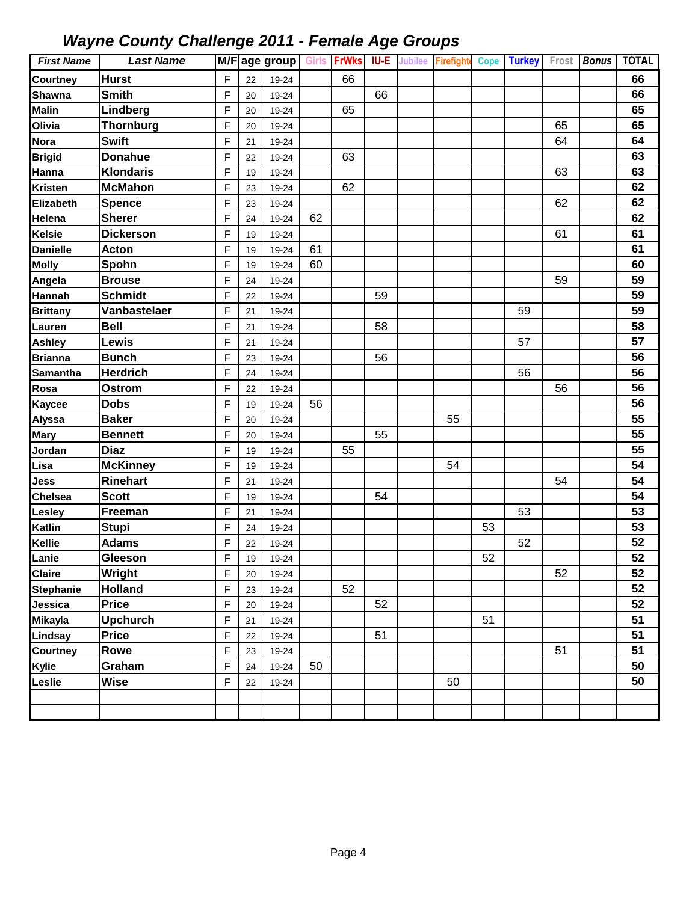## *Wayne County Challenge 2011 - Female Age Groups*

| First Name | Last Name | M/F | age | group | Girls | FrWks | IU-E | Jubilee | Firefighte | Cope | Turkey | Frost | Bonus | TOTAL |
|---|---|---|---|---|---|---|---|---|---|---|---|---|---|---|
| Courtney | Hurst | F | 22 | 19-24 | | 66 | | | | | | | | 66 |
| Shawna | Smith | F | 20 | 19-24 | | | 66 | | | | | | | 66 |
| Malin | Lindberg | F | 20 | 19-24 | | 65 | | | | | | | | 65 |
| Olivia | Thornburg | F | 20 | 19-24 | | | | | | | | 65 | | 65 |
| Nora | Swift | F | 21 | 19-24 | | | | | | | | 64 | | 64 |
| Brigid | Donahue | F | 22 | 19-24 | | 63 | | | | | | | | 63 |
| Hanna | Klondaris | F | 19 | 19-24 | | | | | | | | 63 | | 63 |
| Kristen | McMahon | F | 23 | 19-24 | | 62 | | | | | | | | 62 |
| Elizabeth | Spence | F | 23 | 19-24 | | | | | | | | 62 | | 62 |
| Helena | Sherer | F | 24 | 19-24 | 62 | | | | | | | | | 62 |
| Kelsie | Dickerson | F | 19 | 19-24 | | | | | | | | 61 | | 61 |
| Danielle | Acton | F | 19 | 19-24 | 61 | | | | | | | | | 61 |
| Molly | Spohn | F | 19 | 19-24 | 60 | | | | | | | | | 60 |
| Angela | Brouse | F | 24 | 19-24 | | | | | | | | 59 | | 59 |
| Hannah | Schmidt | F | 22 | 19-24 | | | 59 | | | | | | | 59 |
| Brittany | Vanbastelaer | F | 21 | 19-24 | | | | | | | 59 | | | 59 |
| Lauren | Bell | F | 21 | 19-24 | | | 58 | | | | | | | 58 |
| Ashley | Lewis | F | 21 | 19-24 | | | | | | | 57 | | | 57 |
| Brianna | Bunch | F | 23 | 19-24 | | | 56 | | | | | | | 56 |
| Samantha | Herdrich | F | 24 | 19-24 | | | | | | | 56 | | | 56 |
| Rosa | Ostrom | F | 22 | 19-24 | | | | | | | | 56 | | 56 |
| Kaycee | Dobs | F | 19 | 19-24 | 56 | | | | | | | | | 56 |
| Alyssa | Baker | F | 20 | 19-24 | | | | | 55 | | | | | 55 |
| Mary | Bennett | F | 20 | 19-24 | | | 55 | | | | | | | 55 |
| Jordan | Diaz | F | 19 | 19-24 | | 55 | | | | | | | | 55 |
| Lisa | McKinney | F | 19 | 19-24 | | | | | 54 | | | | | 54 |
| Jess | Rinehart | F | 21 | 19-24 | | | | | | | | 54 | | 54 |
| Chelsea | Scott | F | 19 | 19-24 | | | 54 | | | | | | | 54 |
| Lesley | Freeman | F | 21 | 19-24 | | | | | | | 53 | | | 53 |
| Katlin | Stupi | F | 24 | 19-24 | | | | | | 53 | | | | 53 |
| Kellie | Adams | F | 22 | 19-24 | | | | | | | 52 | | | 52 |
| Lanie | Gleeson | F | 19 | 19-24 | | | | | | 52 | | | | 52 |
| Claire | Wright | F | 20 | 19-24 | | | | | | | | 52 | | 52 |
| Stephanie | Holland | F | 23 | 19-24 | | 52 | | | | | | | | 52 |
| Jessica | Price | F | 20 | 19-24 | | | 52 | | | | | | | 52 |
| Mikayla | Upchurch | F | 21 | 19-24 | | | | | | 51 | | | | 51 |
| Lindsay | Price | F | 22 | 19-24 | | | 51 | | | | | | | 51 |
| Courtney | Rowe | F | 23 | 19-24 | | | | | | | | 51 | | 51 |
| Kylie | Graham | F | 24 | 19-24 | 50 | | | | | | | | | 50 |
| Leslie | Wise | F | 22 | 19-24 | | | | | 50 | | | | | 50 |
| | | | | | | | | | | | | | | |
| | | | | | | | | | | | | | | |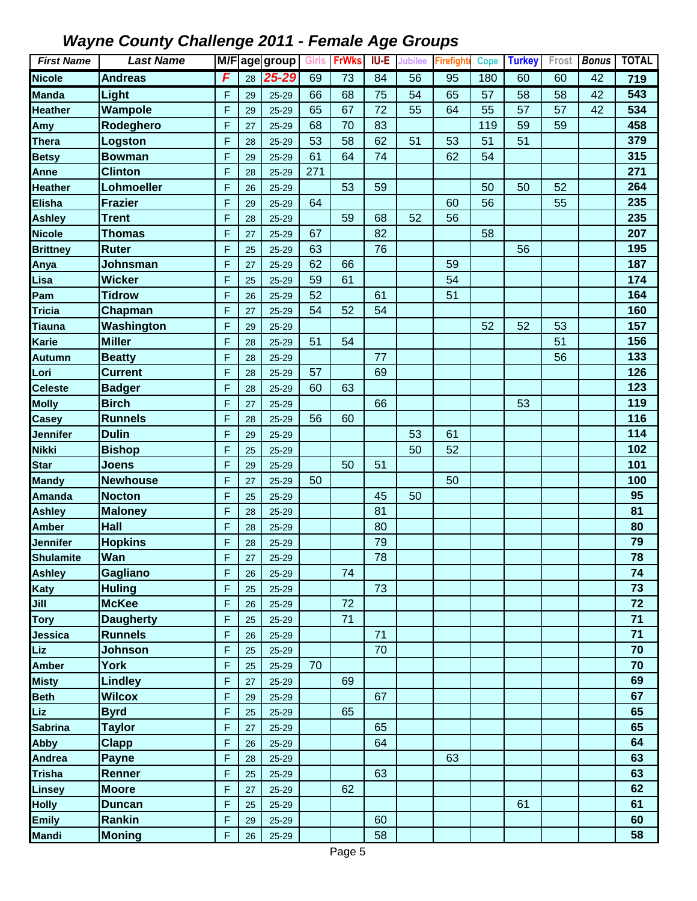# *Wayne County Challenge 2011 - Female Age Groups*

| *First Name* | *Last Name* | M/F | age | group | Girls | FrWks | IU-E | Jubilee | Firefighte | Cope | Turkey | Frost | *Bonus* | TOTAL |
|---|---|---|---|---|---|---|---|---|---|---|---|---|---|---|
| **Nicole** | **Andreas** | ***F*** | 28 | ***25-29*** | 69 | 73 | 84 | 56 | 95 | 180 | 60 | 60 | 42 | **719** |
| **Manda** | **Light** | F | 29 | 25-29 | 66 | 68 | 75 | 54 | 65 | 57 | 58 | 58 | 42 | **543** |
| **Heather** | **Wampole** | F | 29 | 25-29 | 65 | 67 | 72 | 55 | 64 | 55 | 57 | 57 | 42 | **534** |
| **Amy** | **Rodeghero** | F | 27 | 25-29 | 68 | 70 | 83 | | | 119 | 59 | 59 | | **458** |
| **Thera** | **Logston** | F | 28 | 25-29 | 53 | 58 | 62 | 51 | 53 | 51 | 51 | | | **379** |
| **Betsy** | **Bowman** | F | 29 | 25-29 | 61 | 64 | 74 | | 62 | 54 | | | | **315** |
| **Anne** | **Clinton** | F | 28 | 25-29 | 271 | | | | | | | | | **271** |
| **Heather** | **Lohmoeller** | F | 26 | 25-29 | | 53 | 59 | | | 50 | 50 | 52 | | **264** |
| **Elisha** | **Frazier** | F | 29 | 25-29 | 64 | | | | 60 | 56 | | 55 | | **235** |
| **Ashley** | **Trent** | F | 28 | 25-29 | | 59 | 68 | 52 | 56 | | | | | **235** |
| **Nicole** | **Thomas** | F | 27 | 25-29 | 67 | | 82 | | | 58 | | | | **207** |
| **Brittney** | **Ruter** | F | 25 | 25-29 | 63 | | 76 | | | | 56 | | | **195** |
| **Anya** | **Johnsman** | F | 27 | 25-29 | 62 | 66 | | | 59 | | | | | **187** |
| **Lisa** | **Wicker** | F | 25 | 25-29 | 59 | 61 | | | 54 | | | | | **174** |
| **Pam** | **Tidrow** | F | 26 | 25-29 | 52 | | 61 | | 51 | | | | | **164** |
| **Tricia** | **Chapman** | F | 27 | 25-29 | 54 | 52 | 54 | | | | | | | **160** |
| **Tiauna** | **Washington** | F | 29 | 25-29 | | | | | | 52 | 52 | 53 | | **157** |
| **Karie** | **Miller** | F | 28 | 25-29 | 51 | 54 | | | | | | 51 | | **156** |
| **Autumn** | **Beatty** | F | 28 | 25-29 | | | 77 | | | | | 56 | | **133** |
| **Lori** | **Current** | F | 28 | 25-29 | 57 | | 69 | | | | | | | **126** |
| **Celeste** | **Badger** | F | 28 | 25-29 | 60 | 63 | | | | | | | | **123** |
| **Molly** | **Birch** | F | 27 | 25-29 | | | 66 | | | | 53 | | | **119** |
| **Casey** | **Runnels** | F | 28 | 25-29 | 56 | 60 | | | | | | | | **116** |
| **Jennifer** | **Dulin** | F | 29 | 25-29 | | | | 53 | 61 | | | | | **114** |
| **Nikki** | **Bishop** | F | 25 | 25-29 | | | | 50 | 52 | | | | | **102** |
| **Star** | **Joens** | F | 29 | 25-29 | | 50 | 51 | | | | | | | **101** |
| **Mandy** | **Newhouse** | F | 27 | 25-29 | 50 | | | | 50 | | | | | **100** |
| **Amanda** | **Nocton** | F | 25 | 25-29 | | | 45 | 50 | | | | | | **95** |
| **Ashley** | **Maloney** | F | 28 | 25-29 | | | 81 | | | | | | | **81** |
| **Amber** | **Hall** | F | 28 | 25-29 | | | 80 | | | | | | | **80** |
| **Jennifer** | **Hopkins** | F | 28 | 25-29 | | | 79 | | | | | | | **79** |
| **Shulamite** | **Wan** | F | 27 | 25-29 | | | 78 | | | | | | | **78** |
| **Ashley** | **Gagliano** | F | 26 | 25-29 | | 74 | | | | | | | | **74** |
| **Katy** | **Huling** | F | 25 | 25-29 | | | 73 | | | | | | | **73** |
| **Jill** | **McKee** | F | 26 | 25-29 | | 72 | | | | | | | | **72** |
| **Tory** | **Daugherty** | F | 25 | 25-29 | | 71 | | | | | | | | **71** |
| **Jessica** | **Runnels** | F | 26 | 25-29 | | | 71 | | | | | | | **71** |
| **Liz** | **Johnson** | F | 25 | 25-29 | | | 70 | | | | | | | **70** |
| **Amber** | **York** | F | 25 | 25-29 | 70 | | | | | | | | | **70** |
| **Misty** | **Lindley** | F | 27 | 25-29 | | 69 | | | | | | | | **69** |
| **Beth** | **Wilcox** | F | 29 | 25-29 | | | 67 | | | | | | | **67** |
| **Liz** | **Byrd** | F | 25 | 25-29 | | 65 | | | | | | | | **65** |
| **Sabrina** | **Taylor** | F | 27 | 25-29 | | | 65 | | | | | | | **65** |
| **Abby** | **Clapp** | F | 26 | 25-29 | | | 64 | | | | | | | **64** |
| **Andrea** | **Payne** | F | 28 | 25-29 | | | | | 63 | | | | | **63** |
| **Trisha** | **Renner** | F | 25 | 25-29 | | | 63 | | | | | | | **63** |
| **Linsey** | **Moore** | F | 27 | 25-29 | | 62 | | | | | | | | **62** |
| **Holly** | **Duncan** | F | 25 | 25-29 | | | | | | | 61 | | | **61** |
| **Emily** | **Rankin** | F | 29 | 25-29 | | | 60 | | | | | | | **60** |
| **Mandi** | **Moning** | F | 26 | 25-29 | | | 58 | | | | | | | **58** |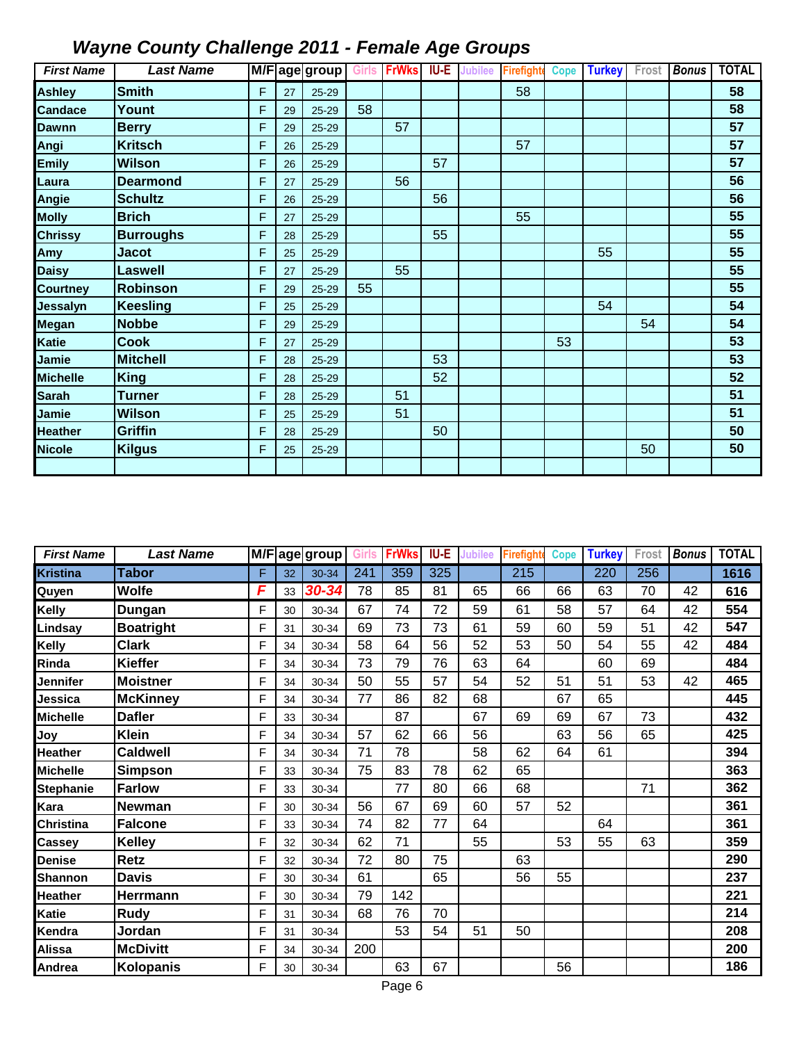# *Wayne County Challenge 2011 - Female Age Groups*

| First Name | Last Name | M/F | age | group | Girls | FrWks | IU-E | Jubilee | Firefighte | Cope | Turkey | Frost | Bonus | TOTAL |
|---|---|---|---|---|---|---|---|---|---|---|---|---|---|---|
| Ashley | Smith | F | 27 | 25-29 | | | | | 58 | | | | | 58 |
| Candace | Yount | F | 29 | 25-29 | 58 | | | | | | | | | 58 |
| Dawnn | Berry | F | 29 | 25-29 | | 57 | | | | | | | | 57 |
| Angi | Kritsch | F | 26 | 25-29 | | | | | 57 | | | | | 57 |
| Emily | Wilson | F | 26 | 25-29 | | | 57 | | | | | | | 57 |
| Laura | Dearmond | F | 27 | 25-29 | | 56 | | | | | | | | 56 |
| Angie | Schultz | F | 26 | 25-29 | | | 56 | | | | | | | 56 |
| Molly | Brich | F | 27 | 25-29 | | | | | 55 | | | | | 55 |
| Chrissy | Burroughs | F | 28 | 25-29 | | | 55 | | | | | | | 55 |
| Amy | Jacot | F | 25 | 25-29 | | | | | | | 55 | | | 55 |
| Daisy | Laswell | F | 27 | 25-29 | | 55 | | | | | | | | 55 |
| Courtney | Robinson | F | 29 | 25-29 | 55 | | | | | | | | | 55 |
| Jessalyn | Keesling | F | 25 | 25-29 | | | | | | | 54 | | | 54 |
| Megan | Nobbe | F | 29 | 25-29 | | | | | | | | 54 | | 54 |
| Katie | Cook | F | 27 | 25-29 | | | | | | 53 | | | | 53 |
| Jamie | Mitchell | F | 28 | 25-29 | | | 53 | | | | | | | 53 |
| Michelle | King | F | 28 | 25-29 | | | 52 | | | | | | | 52 |
| Sarah | Turner | F | 28 | 25-29 | | 51 | | | | | | | | 51 |
| Jamie | Wilson | F | 25 | 25-29 | | 51 | | | | | | | | 51 |
| Heather | Griffin | F | 28 | 25-29 | | | 50 | | | | | | | 50 |
| Nicole | Kilgus | F | 25 | 25-29 | | | | | | | | 50 | | 50 |
| | | | | | | | | | | | | | | |

| First Name | Last Name | M/F | age | group | Girls | FrWks | IU-E | Jubilee | Firefighte | Cope | Turkey | Frost | Bonus | TOTAL |
|---|---|---|---|---|---|---|---|---|---|---|---|---|---|---|
| Kristina | Tabor | F | 32 | 30-34 | 241 | 359 | 325 | | 215 | | 220 | 256 | | 1616 |
| Quyen | Wolfe | F | 33 | 30-34 | 78 | 85 | 81 | 65 | 66 | 66 | 63 | 70 | 42 | 616 |
| Kelly | Dungan | F | 30 | 30-34 | 67 | 74 | 72 | 59 | 61 | 58 | 57 | 64 | 42 | 554 |
| Lindsay | Boatright | F | 31 | 30-34 | 69 | 73 | 73 | 61 | 59 | 60 | 59 | 51 | 42 | 547 |
| Kelly | Clark | F | 34 | 30-34 | 58 | 64 | 56 | 52 | 53 | 50 | 54 | 55 | 42 | 484 |
| Rinda | Kieffer | F | 34 | 30-34 | 73 | 79 | 76 | 63 | 64 | | 60 | 69 | | 484 |
| Jennifer | Moistner | F | 34 | 30-34 | 50 | 55 | 57 | 54 | 52 | 51 | 51 | 53 | 42 | 465 |
| Jessica | McKinney | F | 34 | 30-34 | 77 | 86 | 82 | 68 | | 67 | 65 | | | 445 |
| Michelle | Dafler | F | 33 | 30-34 | | 87 | | 67 | 69 | 69 | 67 | 73 | | 432 |
| Joy | Klein | F | 34 | 30-34 | 57 | 62 | 66 | 56 | | 63 | 56 | 65 | | 425 |
| Heather | Caldwell | F | 34 | 30-34 | 71 | 78 | | 58 | 62 | 64 | 61 | | | 394 |
| Michelle | Simpson | F | 33 | 30-34 | 75 | 83 | 78 | 62 | 65 | | | | | 363 |
| Stephanie | Farlow | F | 33 | 30-34 | | 77 | 80 | 66 | 68 | | | 71 | | 362 |
| Kara | Newman | F | 30 | 30-34 | 56 | 67 | 69 | 60 | 57 | 52 | | | | 361 |
| Christina | Falcone | F | 33 | 30-34 | 74 | 82 | 77 | 64 | | | 64 | | | 361 |
| Cassey | Kelley | F | 32 | 30-34 | 62 | 71 | | 55 | | 53 | 55 | 63 | | 359 |
| Denise | Retz | F | 32 | 30-34 | 72 | 80 | 75 | | 63 | | | | | 290 |
| Shannon | Davis | F | 30 | 30-34 | 61 | | 65 | | 56 | 55 | | | | 237 |
| Heather | Herrmann | F | 30 | 30-34 | 79 | 142 | | | | | | | | 221 |
| Katie | Rudy | F | 31 | 30-34 | 68 | 76 | 70 | | | | | | | 214 |
| Kendra | Jordan | F | 31 | 30-34 | | 53 | 54 | 51 | 50 | | | | | 208 |
| Alissa | McDivitt | F | 34 | 30-34 | 200 | | | | | | | | | 200 |
| Andrea | Kolopanis | F | 30 | 30-34 | | 63 | 67 | | | 56 | | | | 186 |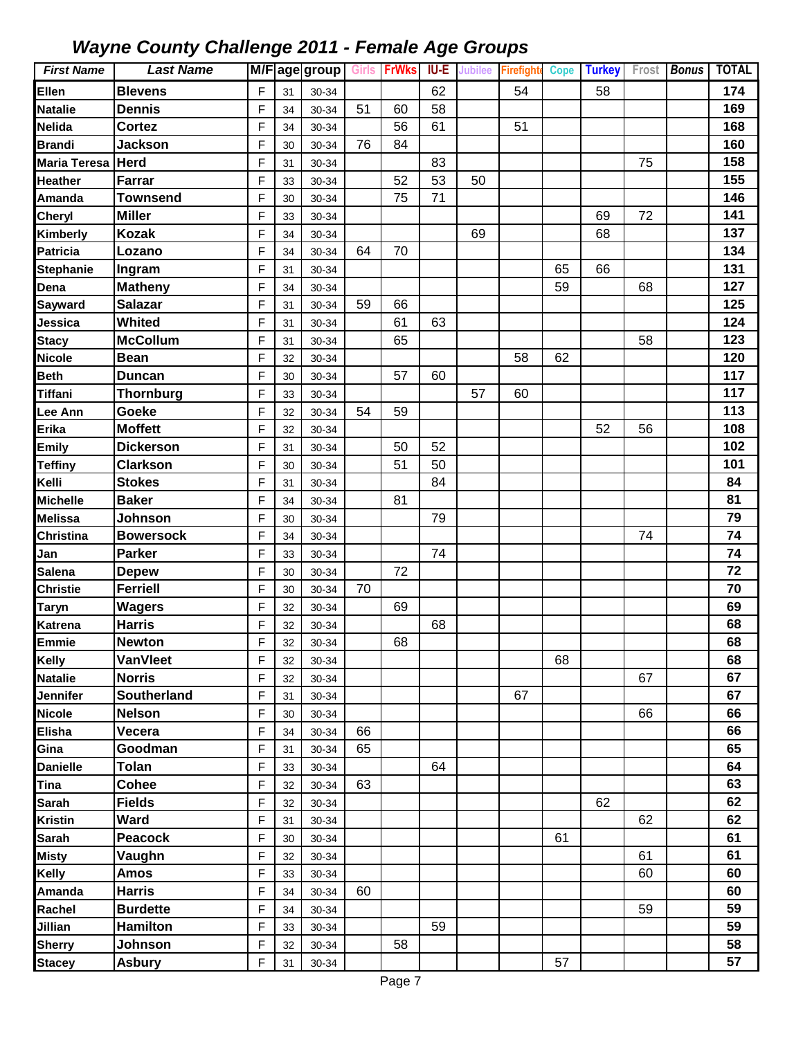# *Wayne County Challenge 2011 - Female Age Groups*

| First Name | Last Name | M/F | age | group | Girls | FrWks | IU-E | Jubilee | Firefighte | Cope | Turkey | Frost | Bonus | TOTAL |
|---|---|---|---|---|---|---|---|---|---|---|---|---|---|---|
| Ellen | Blevens | F | 31 | 30-34 | | | 62 | | 54 | | 58 | | | 174 |
| Natalie | Dennis | F | 34 | 30-34 | 51 | 60 | 58 | | | | | | | 169 |
| Nelida | Cortez | F | 34 | 30-34 | | 56 | 61 | | 51 | | | | | 168 |
| Brandi | Jackson | F | 30 | 30-34 | 76 | 84 | | | | | | | | 160 |
| Maria Teresa | Herd | F | 31 | 30-34 | | | 83 | | | | | 75 | | 158 |
| Heather | Farrar | F | 33 | 30-34 | | 52 | 53 | 50 | | | | | | 155 |
| Amanda | Townsend | F | 30 | 30-34 | | 75 | 71 | | | | | | | 146 |
| Cheryl | Miller | F | 33 | 30-34 | | | | | | | 69 | 72 | | 141 |
| Kimberly | Kozak | F | 34 | 30-34 | | | | 69 | | | 68 | | | 137 |
| Patricia | Lozano | F | 34 | 30-34 | 64 | 70 | | | | | | | | 134 |
| Stephanie | Ingram | F | 31 | 30-34 | | | | | | 65 | 66 | | | 131 |
| Dena | Matheny | F | 34 | 30-34 | | | | | | 59 | | 68 | | 127 |
| Sayward | Salazar | F | 31 | 30-34 | 59 | 66 | | | | | | | | 125 |
| Jessica | Whited | F | 31 | 30-34 | | 61 | 63 | | | | | | | 124 |
| Stacy | McCollum | F | 31 | 30-34 | | 65 | | | | | | 58 | | 123 |
| Nicole | Bean | F | 32 | 30-34 | | | | | 58 | 62 | | | | 120 |
| Beth | Duncan | F | 30 | 30-34 | | 57 | 60 | | | | | | | 117 |
| Tiffani | Thornburg | F | 33 | 30-34 | | | | 57 | 60 | | | | | 117 |
| Lee Ann | Goeke | F | 32 | 30-34 | 54 | 59 | | | | | | | | 113 |
| Erika | Moffett | F | 32 | 30-34 | | | | | | | 52 | 56 | | 108 |
| Emily | Dickerson | F | 31 | 30-34 | | 50 | 52 | | | | | | | 102 |
| Teffiny | Clarkson | F | 30 | 30-34 | | 51 | 50 | | | | | | | 101 |
| Kelli | Stokes | F | 31 | 30-34 | | | 84 | | | | | | | 84 |
| Michelle | Baker | F | 34 | 30-34 | | 81 | | | | | | | | 81 |
| Melissa | Johnson | F | 30 | 30-34 | | | 79 | | | | | | | 79 |
| Christina | Bowersock | F | 34 | 30-34 | | | | | | | | 74 | | 74 |
| Jan | Parker | F | 33 | 30-34 | | | 74 | | | | | | | 74 |
| Salena | Depew | F | 30 | 30-34 | | 72 | | | | | | | | 72 |
| Christie | Ferriell | F | 30 | 30-34 | 70 | | | | | | | | | 70 |
| Taryn | Wagers | F | 32 | 30-34 | | 69 | | | | | | | | 69 |
| Katrena | Harris | F | 32 | 30-34 | | | 68 | | | | | | | 68 |
| Emmie | Newton | F | 32 | 30-34 | | 68 | | | | | | | | 68 |
| Kelly | VanVleet | F | 32 | 30-34 | | | | | | 68 | | | | 68 |
| Natalie | Norris | F | 32 | 30-34 | | | | | | | | 67 | | 67 |
| Jennifer | Southerland | F | 31 | 30-34 | | | | | 67 | | | | | 67 |
| Nicole | Nelson | F | 30 | 30-34 | | | | | | | | 66 | | 66 |
| Elisha | Vecera | F | 34 | 30-34 | 66 | | | | | | | | | 66 |
| Gina | Goodman | F | 31 | 30-34 | 65 | | | | | | | | | 65 |
| Danielle | Tolan | F | 33 | 30-34 | | | 64 | | | | | | | 64 |
| Tina | Cohee | F | 32 | 30-34 | 63 | | | | | | | | | 63 |
| Sarah | Fields | F | 32 | 30-34 | | | | | | | 62 | | | 62 |
| Kristin | Ward | F | 31 | 30-34 | | | | | | | | 62 | | 62 |
| Sarah | Peacock | F | 30 | 30-34 | | | | | | 61 | | | | 61 |
| Misty | Vaughn | F | 32 | 30-34 | | | | | | | | 61 | | 61 |
| Kelly | Amos | F | 33 | 30-34 | | | | | | | | 60 | | 60 |
| Amanda | Harris | F | 34 | 30-34 | 60 | | | | | | | | | 60 |
| Rachel | Burdette | F | 34 | 30-34 | | | | | | | | 59 | | 59 |
| Jillian | Hamilton | F | 33 | 30-34 | | | 59 | | | | | | | 59 |
| Sherry | Johnson | F | 32 | 30-34 | | 58 | | | | | | | | 58 |
| Stacey | Asbury | F | 31 | 30-34 | | | | | | 57 | | | | 57 |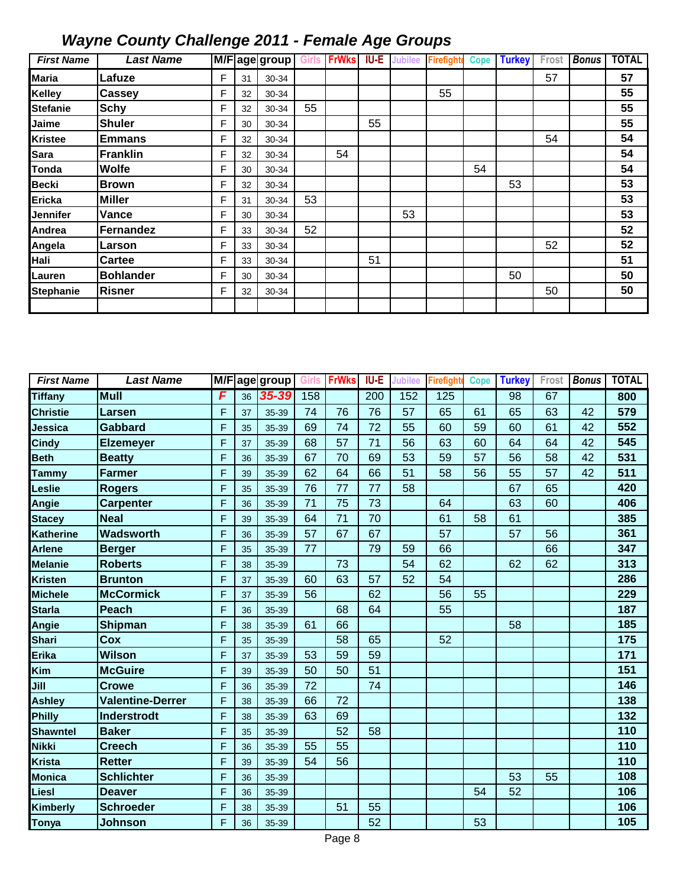# *Wayne County Challenge 2011 - Female Age Groups*

| First Name | Last Name | M/F | age | group | Girls | FrWks | IU-E | Jubilee | Firefighter | Cope | Turkey | Frost | Bonus | TOTAL |
|---|---|---|---|---|---|---|---|---|---|---|---|---|---|---|
| Maria | Lafuze | F | 31 | 30-34 | | | | | | | | 57 | | 57 |
| Kelley | Cassey | F | 32 | 30-34 | | | | | 55 | | | | | 55 |
| Stefanie | Schy | F | 32 | 30-34 | 55 | | | | | | | | | 55 |
| Jaime | Shuler | F | 30 | 30-34 | | | 55 | | | | | | | 55 |
| Kristee | Emmans | F | 32 | 30-34 | | | | | | | | 54 | | 54 |
| Sara | Franklin | F | 32 | 30-34 | | 54 | | | | | | | | 54 |
| Tonda | Wolfe | F | 30 | 30-34 | | | | | | 54 | | | | 54 |
| Becki | Brown | F | 32 | 30-34 | | | | | | | 53 | | | 53 |
| Ericka | Miller | F | 31 | 30-34 | 53 | | | | | | | | | 53 |
| Jennifer | Vance | F | 30 | 30-34 | | | | 53 | | | | | | 53 |
| Andrea | Fernandez | F | 33 | 30-34 | 52 | | | | | | | | | 52 |
| Angela | Larson | F | 33 | 30-34 | | | | | | | | 52 | | 52 |
| Hali | Cartee | F | 33 | 30-34 | | | 51 | | | | | | | 51 |
| Lauren | Bohlander | F | 30 | 30-34 | | | | | | | 50 | | | 50 |
| Stephanie | Risner | F | 32 | 30-34 | | | | | | | | 50 | | 50 |
| | | | | | | | | | | | | | | |

| First Name | Last Name | M/F | age | group | Girls | FrWks | IU-E | Jubilee | Firefighter | Cope | Turkey | Frost | Bonus | TOTAL |
|---|---|---|---|---|---|---|---|---|---|---|---|---|---|---|
| Tiffany | Mull | F | 36 | 35-39 | 158 | | 200 | 152 | 125 | | 98 | 67 | | 800 |
| Christie | Larsen | F | 37 | 35-39 | 74 | 76 | 76 | 57 | 65 | 61 | 65 | 63 | 42 | 579 |
| Jessica | Gabbard | F | 35 | 35-39 | 69 | 74 | 72 | 55 | 60 | 59 | 60 | 61 | 42 | 552 |
| Cindy | Elzemeyer | F | 37 | 35-39 | 68 | 57 | 71 | 56 | 63 | 60 | 64 | 64 | 42 | 545 |
| Beth | Beatty | F | 36 | 35-39 | 67 | 70 | 69 | 53 | 59 | 57 | 56 | 58 | 42 | 531 |
| Tammy | Farmer | F | 39 | 35-39 | 62 | 64 | 66 | 51 | 58 | 56 | 55 | 57 | 42 | 511 |
| Leslie | Rogers | F | 35 | 35-39 | 76 | 77 | 77 | 58 | | | 67 | 65 | | 420 |
| Angie | Carpenter | F | 36 | 35-39 | 71 | 75 | 73 | | 64 | | 63 | 60 | | 406 |
| Stacey | Neal | F | 39 | 35-39 | 64 | 71 | 70 | | 61 | 58 | 61 | | | 385 |
| Katherine | Wadsworth | F | 36 | 35-39 | 57 | 67 | 67 | | 57 | | 57 | 56 | | 361 |
| Arlene | Berger | F | 35 | 35-39 | 77 | | 79 | 59 | 66 | | | 66 | | 347 |
| Melanie | Roberts | F | 38 | 35-39 | | 73 | | 54 | 62 | | 62 | 62 | | 313 |
| Kristen | Brunton | F | 37 | 35-39 | 60 | 63 | 57 | 52 | 54 | | | | | 286 |
| Michele | McCormick | F | 37 | 35-39 | 56 | | 62 | | 56 | 55 | | | | 229 |
| Starla | Peach | F | 36 | 35-39 | | 68 | 64 | | 55 | | | | | 187 |
| Angie | Shipman | F | 38 | 35-39 | 61 | 66 | | | | | 58 | | | 185 |
| Shari | Cox | F | 35 | 35-39 | | 58 | 65 | | 52 | | | | | 175 |
| Erika | Wilson | F | 37 | 35-39 | 53 | 59 | 59 | | | | | | | 171 |
| Kim | McGuire | F | 39 | 35-39 | 50 | 50 | 51 | | | | | | | 151 |
| Jill | Crowe | F | 36 | 35-39 | 72 | | 74 | | | | | | | 146 |
| Ashley | Valentine-Derrer | F | 38 | 35-39 | 66 | 72 | | | | | | | | 138 |
| Philly | Inderstrodt | F | 38 | 35-39 | 63 | 69 | | | | | | | | 132 |
| Shawntel | Baker | F | 35 | 35-39 | | 52 | 58 | | | | | | | 110 |
| Nikki | Creech | F | 36 | 35-39 | 55 | 55 | | | | | | | | 110 |
| Krista | Retter | F | 39 | 35-39 | 54 | 56 | | | | | | | | 110 |
| Monica | Schlichter | F | 36 | 35-39 | | | | | | | 53 | 55 | | 108 |
| Liesl | Deaver | F | 36 | 35-39 | | | | | | 54 | 52 | | | 106 |
| Kimberly | Schroeder | F | 38 | 35-39 | | 51 | 55 | | | | | | | 106 |
| Tonya | Johnson | F | 36 | 35-39 | | | 52 | | | 53 | | | | 105 |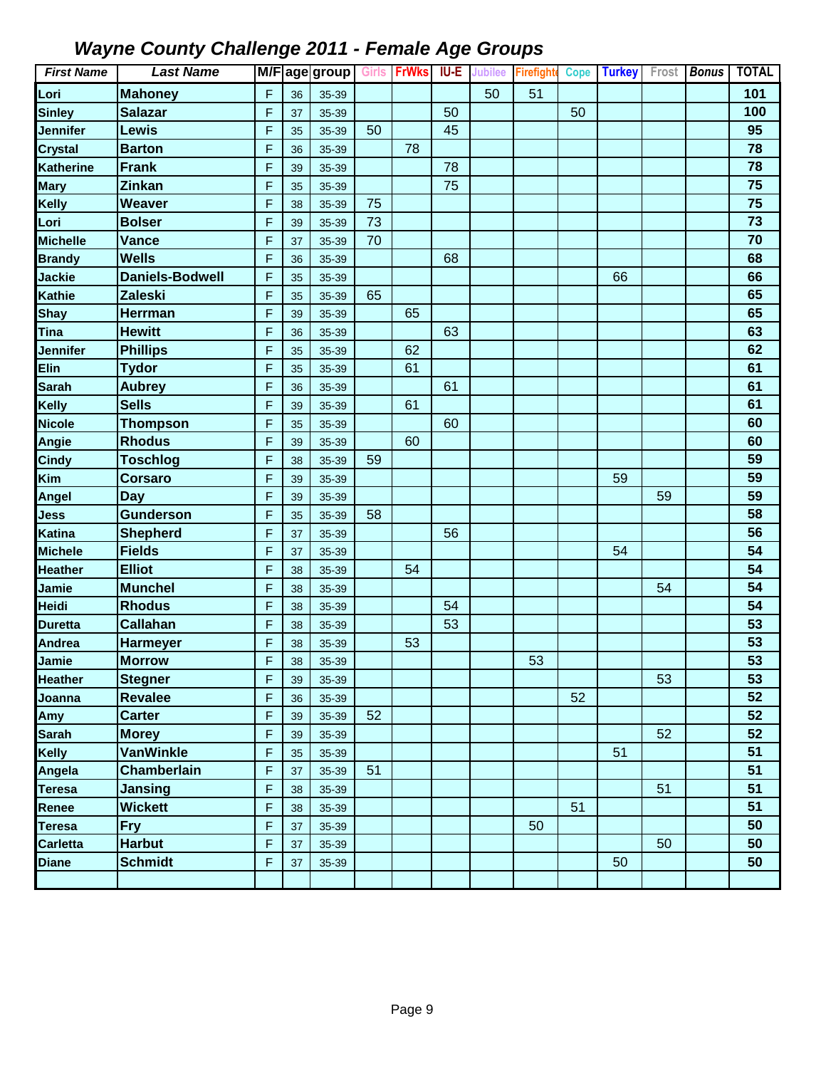# Wayne County Challenge 2011 - Female Age Groups

| First Name | Last Name | M/F | age | group | Girls | FrWks | IU-E | Jubilee | Firefighter | Cope | Turkey | Frost | Bonus | TOTAL |
|---|---|---|---|---|---|---|---|---|---|---|---|---|---|---|
| Lori | Mahoney | F | 36 | 35-39 | | | | 50 | 51 | | | | | 101 |
| Sinley | Salazar | F | 37 | 35-39 | | | 50 | | | 50 | | | | 100 |
| Jennifer | Lewis | F | 35 | 35-39 | 50 | | 45 | | | | | | | 95 |
| Crystal | Barton | F | 36 | 35-39 | | 78 | | | | | | | | 78 |
| Katherine | Frank | F | 39 | 35-39 | | | 78 | | | | | | | 78 |
| Mary | Zinkan | F | 35 | 35-39 | | | 75 | | | | | | | 75 |
| Kelly | Weaver | F | 38 | 35-39 | 75 | | | | | | | | | 75 |
| Lori | Bolser | F | 39 | 35-39 | 73 | | | | | | | | | 73 |
| Michelle | Vance | F | 37 | 35-39 | 70 | | | | | | | | | 70 |
| Brandy | Wells | F | 36 | 35-39 | | | 68 | | | | | | | 68 |
| Jackie | Daniels-Bodwell | F | 35 | 35-39 | | | | | | | 66 | | | 66 |
| Kathie | Zaleski | F | 35 | 35-39 | 65 | | | | | | | | | 65 |
| Shay | Herrman | F | 39 | 35-39 | | 65 | | | | | | | | 65 |
| Tina | Hewitt | F | 36 | 35-39 | | | 63 | | | | | | | 63 |
| Jennifer | Phillips | F | 35 | 35-39 | | 62 | | | | | | | | 62 |
| Elin | Tydor | F | 35 | 35-39 | | 61 | | | | | | | | 61 |
| Sarah | Aubrey | F | 36 | 35-39 | | | 61 | | | | | | | 61 |
| Kelly | Sells | F | 39 | 35-39 | | 61 | | | | | | | | 61 |
| Nicole | Thompson | F | 35 | 35-39 | | | 60 | | | | | | | 60 |
| Angie | Rhodus | F | 39 | 35-39 | | 60 | | | | | | | | 60 |
| Cindy | Toschlog | F | 38 | 35-39 | 59 | | | | | | | | | 59 |
| Kim | Corsaro | F | 39 | 35-39 | | | | | | | 59 | | | 59 |
| Angel | Day | F | 39 | 35-39 | | | | | | | | 59 | | 59 |
| Jess | Gunderson | F | 35 | 35-39 | 58 | | | | | | | | | 58 |
| Katina | Shepherd | F | 37 | 35-39 | | | 56 | | | | | | | 56 |
| Michele | Fields | F | 37 | 35-39 | | | | | | | 54 | | | 54 |
| Heather | Elliot | F | 38 | 35-39 | | 54 | | | | | | | | 54 |
| Jamie | Munchel | F | 38 | 35-39 | | | | | | | | 54 | | 54 |
| Heidi | Rhodus | F | 38 | 35-39 | | | 54 | | | | | | | 54 |
| Duretta | Callahan | F | 38 | 35-39 | | | 53 | | | | | | | 53 |
| Andrea | Harmeyer | F | 38 | 35-39 | | 53 | | | | | | | | 53 |
| Jamie | Morrow | F | 38 | 35-39 | | | | | 53 | | | | | 53 |
| Heather | Stegner | F | 39 | 35-39 | | | | | | | | 53 | | 53 |
| Joanna | Revalee | F | 36 | 35-39 | | | | | | 52 | | | | 52 |
| Amy | Carter | F | 39 | 35-39 | 52 | | | | | | | | | 52 |
| Sarah | Morey | F | 39 | 35-39 | | | | | | | | 52 | | 52 |
| Kelly | VanWinkle | F | 35 | 35-39 | | | | | | | 51 | | | 51 |
| Angela | Chamberlain | F | 37 | 35-39 | 51 | | | | | | | | | 51 |
| Teresa | Jansing | F | 38 | 35-39 | | | | | | | | 51 | | 51 |
| Renee | Wickett | F | 38 | 35-39 | | | | | | 51 | | | | 51 |
| Teresa | Fry | F | 37 | 35-39 | | | | | 50 | | | | | 50 |
| Carletta | Harbut | F | 37 | 35-39 | | | | | | | | 50 | | 50 |
| Diane | Schmidt | F | 37 | 35-39 | | | | | | | 50 | | | 50 |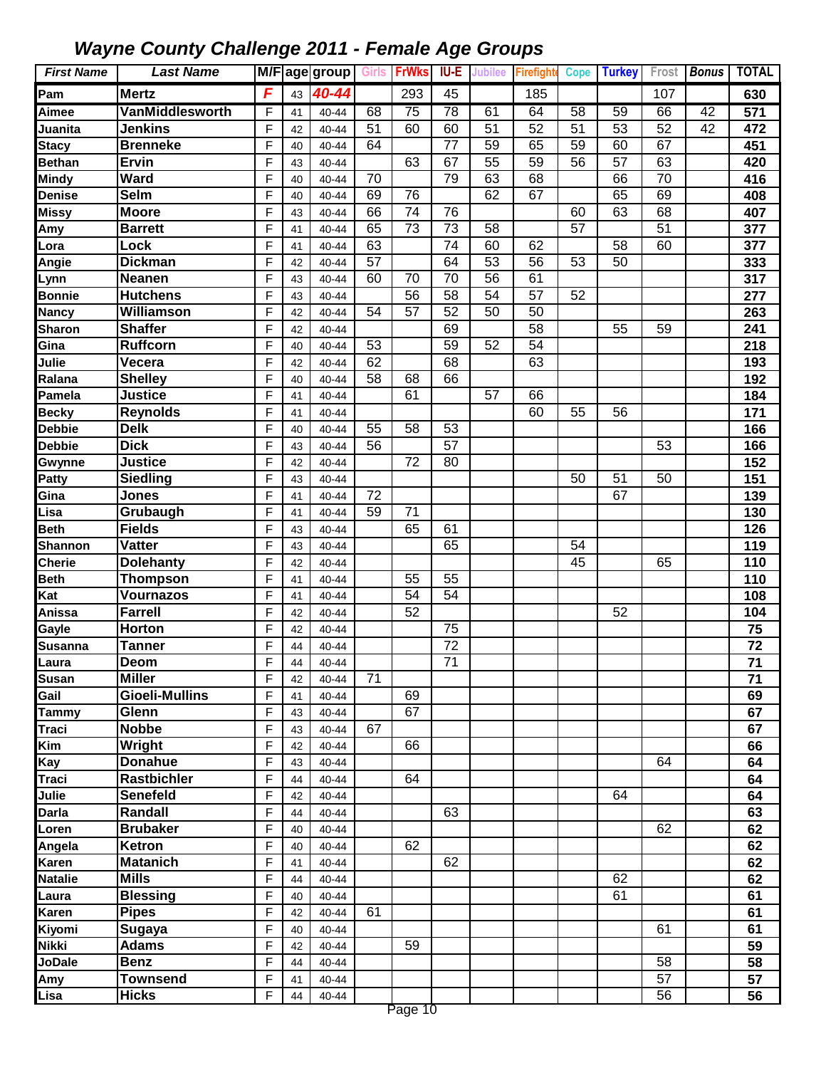# Wayne County Challenge 2011 - Female Age Groups

| First Name | Last Name | M/F | age | group | Girls | FrWks | IU-E | Jubilee | Firefighte | Cope | Turkey | Frost | Bonus | TOTAL |
|---|---|---|---|---|---|---|---|---|---|---|---|---|---|---|
| Pam | Mertz | F | 43 | 40-44 | | 293 | 45 | | 185 | | | 107 | | 630 |
| Aimee | VanMiddlesworth | F | 41 | 40-44 | 68 | 75 | 78 | 61 | 64 | 58 | 59 | 66 | 42 | 571 |
| Juanita | Jenkins | F | 42 | 40-44 | 51 | 60 | 60 | 51 | 52 | 51 | 53 | 52 | 42 | 472 |
| Stacy | Brenneke | F | 40 | 40-44 | 64 | | 77 | 59 | 65 | 59 | 60 | 67 | | 451 |
| Bethan | Ervin | F | 43 | 40-44 | | 63 | 67 | 55 | 59 | 56 | 57 | 63 | | 420 |
| Mindy | Ward | F | 40 | 40-44 | 70 | | 79 | 63 | 68 | | 66 | 70 | | 416 |
| Denise | Selm | F | 40 | 40-44 | 69 | 76 | | 62 | 67 | | 65 | 69 | | 408 |
| Missy | Moore | F | 43 | 40-44 | 66 | 74 | 76 | | | 60 | 63 | 68 | | 407 |
| Amy | Barrett | F | 41 | 40-44 | 65 | 73 | 73 | 58 | | 57 | | 51 | | 377 |
| Lora | Lock | F | 41 | 40-44 | 63 | | 74 | 60 | 62 | | 58 | 60 | | 377 |
| Angie | Dickman | F | 42 | 40-44 | 57 | | 64 | 53 | 56 | 53 | 50 | | | 333 |
| Lynn | Neanen | F | 43 | 40-44 | 60 | 70 | 70 | 56 | 61 | | | | | 317 |
| Bonnie | Hutchens | F | 43 | 40-44 | | 56 | 58 | 54 | 57 | 52 | | | | 277 |
| Nancy | Williamson | F | 42 | 40-44 | 54 | 57 | 52 | 50 | 50 | | | | | 263 |
| Sharon | Shaffer | F | 42 | 40-44 | | | 69 | | 58 | | 55 | 59 | | 241 |
| Gina | Ruffcorn | F | 40 | 40-44 | 53 | | 59 | 52 | 54 | | | | | 218 |
| Julie | Vecera | F | 42 | 40-44 | 62 | | 68 | | 63 | | | | | 193 |
| Ralana | Shelley | F | 40 | 40-44 | 58 | 68 | 66 | | | | | | | 192 |
| Pamela | Justice | F | 41 | 40-44 | | 61 | | 57 | 66 | | | | | 184 |
| Becky | Reynolds | F | 41 | 40-44 | | | | | 60 | 55 | 56 | | | 171 |
| Debbie | Delk | F | 40 | 40-44 | 55 | 58 | 53 | | | | | | | 166 |
| Debbie | Dick | F | 43 | 40-44 | 56 | | 57 | | | | | 53 | | 166 |
| Gwynne | Justice | F | 42 | 40-44 | | 72 | 80 | | | | | | | 152 |
| Patty | Siedling | F | 43 | 40-44 | | | | | | 50 | 51 | 50 | | 151 |
| Gina | Jones | F | 41 | 40-44 | 72 | | | | | | 67 | | | 139 |
| Lisa | Grubaugh | F | 41 | 40-44 | 59 | 71 | | | | | | | | 130 |
| Beth | Fields | F | 43 | 40-44 | | 65 | 61 | | | | | | | 126 |
| Shannon | Vatter | F | 43 | 40-44 | | | 65 | | | 54 | | | | 119 |
| Cherie | Dolehanty | F | 42 | 40-44 | | | | | | 45 | | 65 | | 110 |
| Beth | Thompson | F | 41 | 40-44 | | 55 | 55 | | | | | | | 110 |
| Kat | Vournazos | F | 41 | 40-44 | | 54 | 54 | | | | | | | 108 |
| Anissa | Farrell | F | 42 | 40-44 | | 52 | | | | | 52 | | | 104 |
| Gayle | Horton | F | 42 | 40-44 | | | 75 | | | | | | | 75 |
| Susanna | Tanner | F | 44 | 40-44 | | | 72 | | | | | | | 72 |
| Laura | Deom | F | 44 | 40-44 | | | 71 | | | | | | | 71 |
| Susan | Miller | F | 42 | 40-44 | 71 | | | | | | | | | 71 |
| Gail | Gioeli-Mullins | F | 41 | 40-44 | | 69 | | | | | | | | 69 |
| Tammy | Glenn | F | 43 | 40-44 | | 67 | | | | | | | | 67 |
| Traci | Nobbe | F | 43 | 40-44 | 67 | | | | | | | | | 67 |
| Kim | Wright | F | 42 | 40-44 | | 66 | | | | | | | | 66 |
| Kay | Donahue | F | 43 | 40-44 | | | | | | | | 64 | | 64 |
| Traci | Rastbichler | F | 44 | 40-44 | | 64 | | | | | | | | 64 |
| Julie | Senefeld | F | 42 | 40-44 | | | | | | | 64 | | | 64 |
| Darla | Randall | F | 44 | 40-44 | | | 63 | | | | | | | 63 |
| Loren | Brubaker | F | 40 | 40-44 | | | | | | | | 62 | | 62 |
| Angela | Ketron | F | 40 | 40-44 | | 62 | | | | | | | | 62 |
| Karen | Matanich | F | 41 | 40-44 | | | 62 | | | | | | | 62 |
| Natalie | Mills | F | 44 | 40-44 | | | | | | | 62 | | | 62 |
| Laura | Blessing | F | 40 | 40-44 | | | | | | | 61 | | | 61 |
| Karen | Pipes | F | 42 | 40-44 | 61 | | | | | | | | | 61 |
| Kiyomi | Sugaya | F | 40 | 40-44 | | | | | | | | 61 | | 61 |
| Nikki | Adams | F | 42 | 40-44 | | 59 | | | | | | | | 59 |
| JoDale | Benz | F | 44 | 40-44 | | | | | | | | 58 | | 58 |
| Amy | Townsend | F | 41 | 40-44 | | | | | | | | 57 | | 57 |
| Lisa | Hicks | F | 44 | 40-44 | | | | | | | | 56 | | 56 |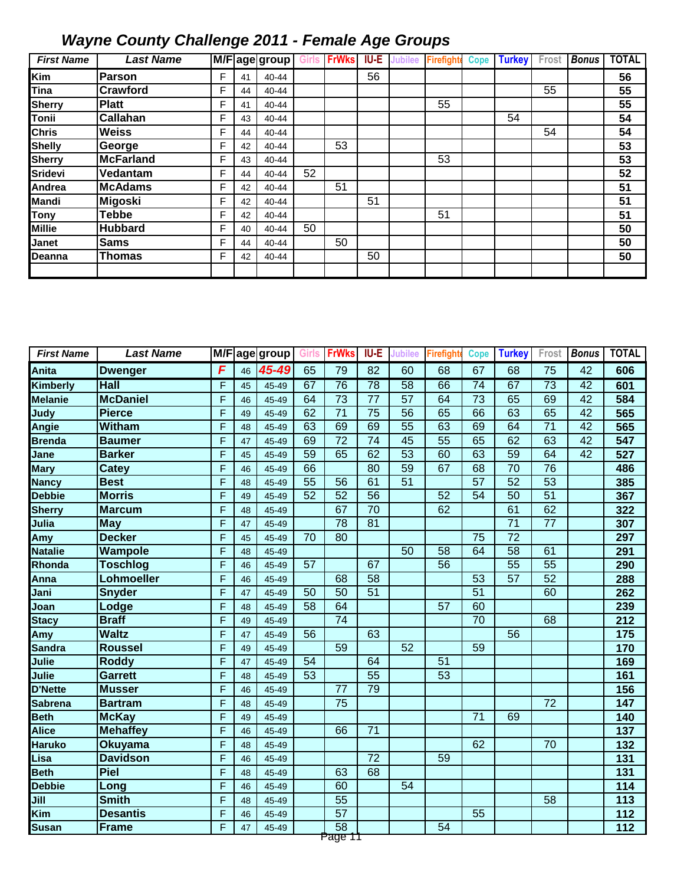## *Wayne County Challenge 2011 - Female Age Groups*

| First Name | Last Name | M/F | age | group | Girls | FrWks | IU-E | Jubilee | Firefighte | Cope | Turkey | Frost | Bonus | TOTAL |
|---|---|---|---|---|---|---|---|---|---|---|---|---|---|---|
| Kim | Parson | F | 41 | 40-44 | | | 56 | | | | | | | 56 |
| Tina | Crawford | F | 44 | 40-44 | | | | | | | | 55 | | 55 |
| Sherry | Platt | F | 41 | 40-44 | | | | | 55 | | | | | 55 |
| Tonii | Callahan | F | 43 | 40-44 | | | | | | | 54 | | | 54 |
| Chris | Weiss | F | 44 | 40-44 | | | | | | | | 54 | | 54 |
| Shelly | George | F | 42 | 40-44 | | 53 | | | | | | | | 53 |
| Sherry | McFarland | F | 43 | 40-44 | | | | | 53 | | | | | 53 |
| Sridevi | Vedantam | F | 44 | 40-44 | 52 | | | | | | | | | 52 |
| Andrea | McAdams | F | 42 | 40-44 | | 51 | | | | | | | | 51 |
| Mandi | Migoski | F | 42 | 40-44 | | | 51 | | | | | | | 51 |
| Tony | Tebbe | F | 42 | 40-44 | | | | | 51 | | | | | 51 |
| Millie | Hubbard | F | 40 | 40-44 | 50 | | | | | | | | | 50 |
| Janet | Sams | F | 44 | 40-44 | | 50 | | | | | | | | 50 |
| Deanna | Thomas | F | 42 | 40-44 | | | 50 | | | | | | | 50 |

| First Name | Last Name | M/F | age | group | Girls | FrWks | IU-E | Jubilee | Firefighte | Cope | Turkey | Frost | Bonus | TOTAL |
|---|---|---|---|---|---|---|---|---|---|---|---|---|---|---|
| Anita | Dwenger | F | 46 | 45-49 | 65 | 79 | 82 | 60 | 68 | 67 | 68 | 75 | 42 | 606 |
| Kimberly | Hall | F | 45 | 45-49 | 67 | 76 | 78 | 58 | 66 | 74 | 67 | 73 | 42 | 601 |
| Melanie | McDaniel | F | 46 | 45-49 | 64 | 73 | 77 | 57 | 64 | 73 | 65 | 69 | 42 | 584 |
| Judy | Pierce | F | 49 | 45-49 | 62 | 71 | 75 | 56 | 65 | 66 | 63 | 65 | 42 | 565 |
| Angie | Witham | F | 48 | 45-49 | 63 | 69 | 69 | 55 | 63 | 69 | 64 | 71 | 42 | 565 |
| Brenda | Baumer | F | 47 | 45-49 | 69 | 72 | 74 | 45 | 55 | 65 | 62 | 63 | 42 | 547 |
| Jane | Barker | F | 45 | 45-49 | 59 | 65 | 62 | 53 | 60 | 63 | 59 | 64 | 42 | 527 |
| Mary | Catey | F | 46 | 45-49 | 66 | | 80 | 59 | 67 | 68 | 70 | 76 | | 486 |
| Nancy | Best | F | 48 | 45-49 | 55 | 56 | 61 | 51 | | 57 | 52 | 53 | | 385 |
| Debbie | Morris | F | 49 | 45-49 | 52 | 52 | 56 | | 52 | 54 | 50 | 51 | | 367 |
| Sherry | Marcum | F | 48 | 45-49 | | 67 | 70 | | 62 | | 61 | 62 | | 322 |
| Julia | May | F | 47 | 45-49 | | 78 | 81 | | | | 71 | 77 | | 307 |
| Amy | Decker | F | 45 | 45-49 | 70 | 80 | | | | 75 | 72 | | | 297 |
| Natalie | Wampole | F | 48 | 45-49 | | | | 50 | 58 | 64 | 58 | 61 | | 291 |
| Rhonda | Toschlog | F | 46 | 45-49 | 57 | | 67 | | 56 | | 55 | 55 | | 290 |
| Anna | Lohmoeller | F | 46 | 45-49 | | 68 | 58 | | | 53 | 57 | 52 | | 288 |
| Jani | Snyder | F | 47 | 45-49 | 50 | 50 | 51 | | | 51 | | 60 | | 262 |
| Joan | Lodge | F | 48 | 45-49 | 58 | 64 | | | 57 | 60 | | | | 239 |
| Stacy | Braff | F | 49 | 45-49 | | 74 | | | | 70 | | 68 | | 212 |
| Amy | Waltz | F | 47 | 45-49 | 56 | | 63 | | | | 56 | | | 175 |
| Sandra | Roussel | F | 49 | 45-49 | | 59 | | 52 | | 59 | | | | 170 |
| Julie | Roddy | F | 47 | 45-49 | 54 | | 64 | | 51 | | | | | 169 |
| Julie | Garrett | F | 48 | 45-49 | 53 | | 55 | | 53 | | | | | 161 |
| D'Nette | Musser | F | 46 | 45-49 | | 77 | 79 | | | | | | | 156 |
| Sabrena | Bartram | F | 48 | 45-49 | | 75 | | | | | | 72 | | 147 |
| Beth | McKay | F | 49 | 45-49 | | | | | | 71 | 69 | | | 140 |
| Alice | Mehaffey | F | 46 | 45-49 | | 66 | 71 | | | | | | | 137 |
| Haruko | Okuyama | F | 48 | 45-49 | | | | | | 62 | | 70 | | 132 |
| Lisa | Davidson | F | 46 | 45-49 | | | 72 | | 59 | | | | | 131 |
| Beth | Piel | F | 48 | 45-49 | | 63 | 68 | | | | | | | 131 |
| Debbie | Long | F | 46 | 45-49 | | 60 | | 54 | | | | | | 114 |
| Jill | Smith | F | 48 | 45-49 | | 55 | | | | | | 58 | | 113 |
| Kim | Desantis | F | 46 | 45-49 | | 57 | | | | 55 | | | | 112 |
| Susan | Frame | F | 47 | 45-49 | | 58 | | | 54 | | | | | 112 |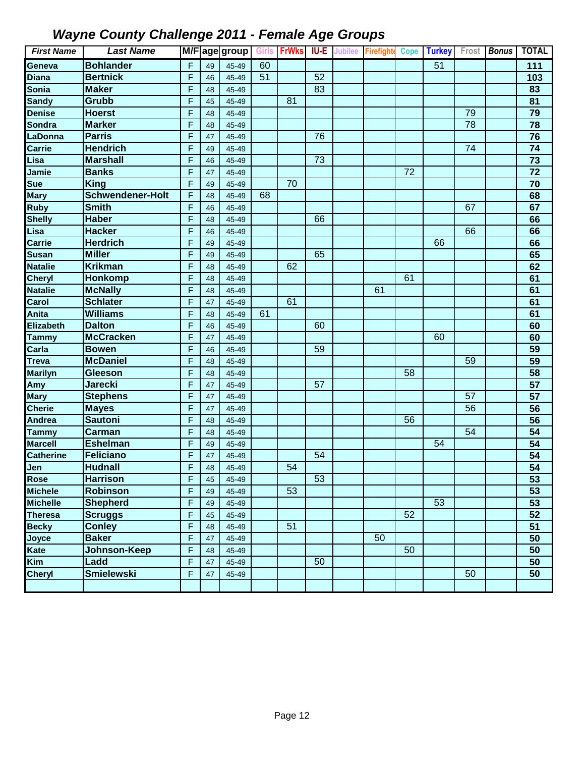# Wayne County Challenge 2011 - Female Age Groups

| First Name | Last Name | M/F | age | group | Girls | FrWks | IU-E | Jubilee | Firefighte | Cope | Turkey | Frost | Bonus | TOTAL |
|---|---|---|---|---|---|---|---|---|---|---|---|---|---|---|
| Geneva | Bohlander | F | 49 | 45-49 | 60 | | | | | | 51 | | | 111 |
| Diana | Bertnick | F | 46 | 45-49 | 51 | | 52 | | | | | | | 103 |
| Sonia | Maker | F | 48 | 45-49 | | | 83 | | | | | | | 83 |
| Sandy | Grubb | F | 45 | 45-49 | | 81 | | | | | | | | 81 |
| Denise | Hoerst | F | 48 | 45-49 | | | | | | | | 79 | | 79 |
| Sondra | Marker | F | 48 | 45-49 | | | | | | | | 78 | | 78 |
| LaDonna | Parris | F | 47 | 45-49 | | | 76 | | | | | | | 76 |
| Carrie | Hendrich | F | 49 | 45-49 | | | | | | | | 74 | | 74 |
| Lisa | Marshall | F | 46 | 45-49 | | | 73 | | | | | | | 73 |
| Jamie | Banks | F | 47 | 45-49 | | | | | | 72 | | | | 72 |
| Sue | King | F | 49 | 45-49 | | 70 | | | | | | | | 70 |
| Mary | Schwendener-Holt | F | 48 | 45-49 | 68 | | | | | | | | | 68 |
| Ruby | Smith | F | 46 | 45-49 | | | | | | | | 67 | | 67 |
| Shelly | Haber | F | 48 | 45-49 | | | 66 | | | | | | | 66 |
| Lisa | Hacker | F | 46 | 45-49 | | | | | | | | 66 | | 66 |
| Carrie | Herdrich | F | 49 | 45-49 | | | | | | | 66 | | | 66 |
| Susan | Miller | F | 49 | 45-49 | | | 65 | | | | | | | 65 |
| Natalie | Krikman | F | 48 | 45-49 | | 62 | | | | | | | | 62 |
| Cheryl | Honkomp | F | 48 | 45-49 | | | | | | 61 | | | | 61 |
| Natalie | McNally | F | 48 | 45-49 | | | | | 61 | | | | | 61 |
| Carol | Schlater | F | 47 | 45-49 | | 61 | | | | | | | | 61 |
| Anita | Williams | F | 48 | 45-49 | 61 | | | | | | | | | 61 |
| Elizabeth | Dalton | F | 46 | 45-49 | | | 60 | | | | | | | 60 |
| Tammy | McCracken | F | 47 | 45-49 | | | | | | | 60 | | | 60 |
| Carla | Bowen | F | 46 | 45-49 | | | 59 | | | | | | | 59 |
| Treva | McDaniel | F | 48 | 45-49 | | | | | | | | 59 | | 59 |
| Marilyn | Gleeson | F | 48 | 45-49 | | | | | | 58 | | | | 58 |
| Amy | Jarecki | F | 47 | 45-49 | | | 57 | | | | | | | 57 |
| Mary | Stephens | F | 47 | 45-49 | | | | | | | | 57 | | 57 |
| Cherie | Mayes | F | 47 | 45-49 | | | | | | | | 56 | | 56 |
| Andrea | Sautoni | F | 48 | 45-49 | | | | | | 56 | | | | 56 |
| Tammy | Carman | F | 48 | 45-49 | | | | | | | | 54 | | 54 |
| Marcell | Eshelman | F | 49 | 45-49 | | | | | | | 54 | | | 54 |
| Catherine | Feliciano | F | 47 | 45-49 | | | 54 | | | | | | | 54 |
| Jen | Hudnall | F | 48 | 45-49 | | 54 | | | | | | | | 54 |
| Rose | Harrison | F | 45 | 45-49 | | | 53 | | | | | | | 53 |
| Michele | Robinson | F | 49 | 45-49 | | 53 | | | | | | | | 53 |
| Michelle | Shepherd | F | 49 | 45-49 | | | | | | | 53 | | | 53 |
| Theresa | Scruggs | F | 45 | 45-49 | | | | | | 52 | | | | 52 |
| Becky | Conley | F | 48 | 45-49 | | 51 | | | | | | | | 51 |
| Joyce | Baker | F | 47 | 45-49 | | | | | 50 | | | | | 50 |
| Kate | Johnson-Keep | F | 48 | 45-49 | | | | | | 50 | | | | 50 |
| Kim | Ladd | F | 47 | 45-49 | | | 50 | | | | | | | 50 |
| Cheryl | Smielewski | F | 47 | 45-49 | | | | | | | | 50 | | 50 |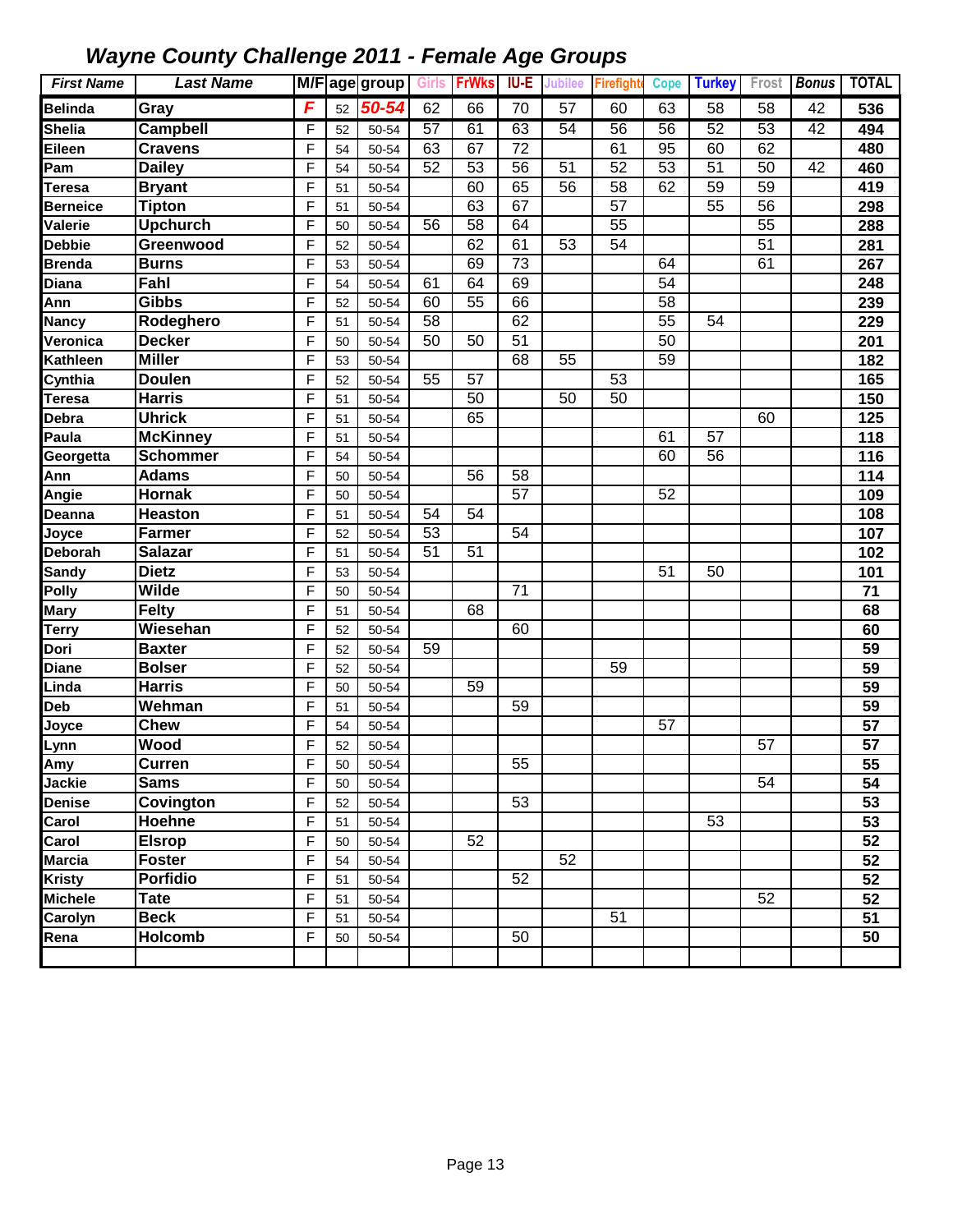# Wayne County Challenge 2011 - Female Age Groups

| First Name | Last Name | M/F | age | group | Girls | FrWks | IU-E | Jubilee | Firefighte | Cope | Turkey | Frost | Bonus | TOTAL |
|---|---|---|---|---|---|---|---|---|---|---|---|---|---|---|
| Belinda | Gray | F | 52 | 50-54 | 62 | 66 | 70 | 57 | 60 | 63 | 58 | 58 | 42 | 536 |
| Shelia | Campbell | F | 52 | 50-54 | 57 | 61 | 63 | 54 | 56 | 56 | 52 | 53 | 42 | 494 |
| Eileen | Cravens | F | 54 | 50-54 | 63 | 67 | 72 | | 61 | 95 | 60 | 62 | | 480 |
| Pam | Dailey | F | 54 | 50-54 | 52 | 53 | 56 | 51 | 52 | 53 | 51 | 50 | 42 | 460 |
| Teresa | Bryant | F | 51 | 50-54 | | 60 | 65 | 56 | 58 | 62 | 59 | 59 | | 419 |
| Berneice | Tipton | F | 51 | 50-54 | | 63 | 67 | | 57 | | 55 | 56 | | 298 |
| Valerie | Upchurch | F | 50 | 50-54 | 56 | 58 | 64 | | 55 | | | 55 | | 288 |
| Debbie | Greenwood | F | 52 | 50-54 | | 62 | 61 | 53 | 54 | | | 51 | | 281 |
| Brenda | Burns | F | 53 | 50-54 | | 69 | 73 | | | 64 | | 61 | | 267 |
| Diana | Fahl | F | 54 | 50-54 | 61 | 64 | 69 | | | 54 | | | | 248 |
| Ann | Gibbs | F | 52 | 50-54 | 60 | 55 | 66 | | | 58 | | | | 239 |
| Nancy | Rodeghero | F | 51 | 50-54 | 58 | | 62 | | | 55 | 54 | | | 229 |
| Veronica | Decker | F | 50 | 50-54 | 50 | 50 | 51 | | | 50 | | | | 201 |
| Kathleen | Miller | F | 53 | 50-54 | | | 68 | 55 | | 59 | | | | 182 |
| Cynthia | Doulen | F | 52 | 50-54 | 55 | 57 | | | 53 | | | | | 165 |
| Teresa | Harris | F | 51 | 50-54 | | 50 | | 50 | 50 | | | | | 150 |
| Debra | Uhrick | F | 51 | 50-54 | | 65 | | | | | | 60 | | 125 |
| Paula | McKinney | F | 51 | 50-54 | | | | | | 61 | 57 | | | 118 |
| Georgetta | Schommer | F | 54 | 50-54 | | | | | | 60 | 56 | | | 116 |
| Ann | Adams | F | 50 | 50-54 | | 56 | 58 | | | | | | | 114 |
| Angie | Hornak | F | 50 | 50-54 | | | 57 | | | 52 | | | | 109 |
| Deanna | Heaston | F | 51 | 50-54 | 54 | 54 | | | | | | | | 108 |
| Joyce | Farmer | F | 52 | 50-54 | 53 | | 54 | | | | | | | 107 |
| Deborah | Salazar | F | 51 | 50-54 | 51 | 51 | | | | | | | | 102 |
| Sandy | Dietz | F | 53 | 50-54 | | | | | | 51 | 50 | | | 101 |
| Polly | Wilde | F | 50 | 50-54 | | | 71 | | | | | | | 71 |
| Mary | Felty | F | 51 | 50-54 | | 68 | | | | | | | | 68 |
| Terry | Wiesehan | F | 52 | 50-54 | | | 60 | | | | | | | 60 |
| Dori | Baxter | F | 52 | 50-54 | 59 | | | | | | | | | 59 |
| Diane | Bolser | F | 52 | 50-54 | | | | | 59 | | | | | 59 |
| Linda | Harris | F | 50 | 50-54 | | 59 | | | | | | | | 59 |
| Deb | Wehman | F | 51 | 50-54 | | | 59 | | | | | | | 59 |
| Joyce | Chew | F | 54 | 50-54 | | | | | | 57 | | | | 57 |
| Lynn | Wood | F | 52 | 50-54 | | | | | | | | 57 | | 57 |
| Amy | Curren | F | 50 | 50-54 | | | 55 | | | | | | | 55 |
| Jackie | Sams | F | 50 | 50-54 | | | | | | | | 54 | | 54 |
| Denise | Covington | F | 52 | 50-54 | | | 53 | | | | | | | 53 |
| Carol | Hoehne | F | 51 | 50-54 | | | | | | | 53 | | | 53 |
| Carol | Elsrop | F | 50 | 50-54 | | 52 | | | | | | | | 52 |
| Marcia | Foster | F | 54 | 50-54 | | | | 52 | | | | | | 52 |
| Kristy | Porfidio | F | 51 | 50-54 | | | 52 | | | | | | | 52 |
| Michele | Tate | F | 51 | 50-54 | | | | | | | | 52 | | 52 |
| Carolyn | Beck | F | 51 | 50-54 | | | | | 51 | | | | | 51 |
| Rena | Holcomb | F | 50 | 50-54 | | | 50 | | | | | | | 50 |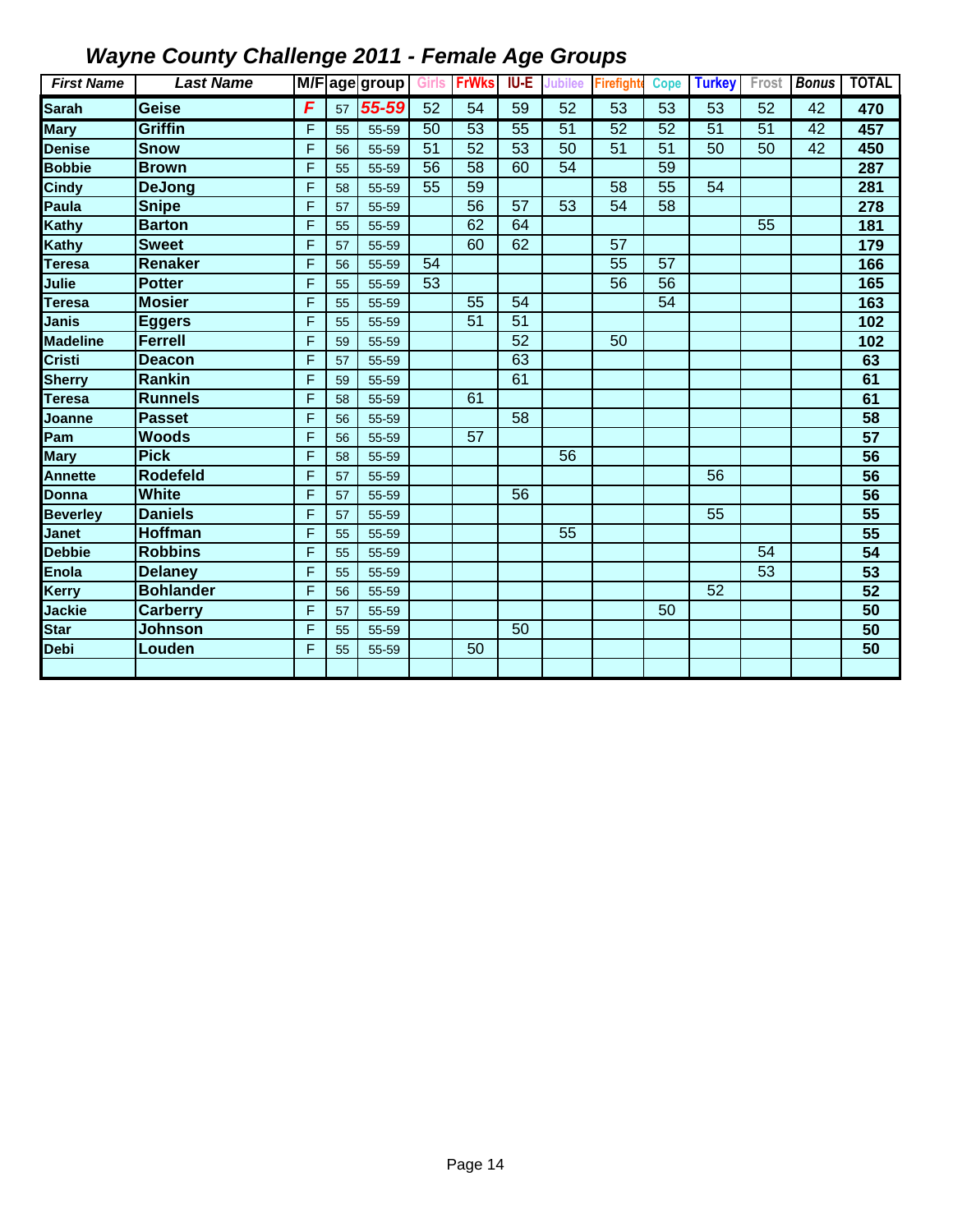# Wayne County Challenge 2011 - Female Age Groups

| First Name | Last Name | M/F | age | group | Girls | FrWks | IU-E | Jubilee | Firefighte | Cope | Turkey | Frost | Bonus | TOTAL |
|---|---|---|---|---|---|---|---|---|---|---|---|---|---|---|
| Sarah | Geise | F | 57 | 55-59 | 52 | 54 | 59 | 52 | 53 | 53 | 53 | 52 | 42 | 470 |
| Mary | Griffin | F | 55 | 55-59 | 50 | 53 | 55 | 51 | 52 | 52 | 51 | 51 | 42 | 457 |
| Denise | Snow | F | 56 | 55-59 | 51 | 52 | 53 | 50 | 51 | 51 | 50 | 50 | 42 | 450 |
| Bobbie | Brown | F | 55 | 55-59 | 56 | 58 | 60 | 54 | | 59 | | | | 287 |
| Cindy | DeJong | F | 58 | 55-59 | 55 | 59 | | | 58 | 55 | 54 | | | 281 |
| Paula | Snipe | F | 57 | 55-59 | | 56 | 57 | 53 | 54 | 58 | | | | 278 |
| Kathy | Barton | F | 55 | 55-59 | | 62 | 64 | | | | | 55 | | 181 |
| Kathy | Sweet | F | 57 | 55-59 | | 60 | 62 | | 57 | | | | | 179 |
| Teresa | Renaker | F | 56 | 55-59 | 54 | | | | 55 | 57 | | | | 166 |
| Julie | Potter | F | 55 | 55-59 | 53 | | | | 56 | 56 | | | | 165 |
| Teresa | Mosier | F | 55 | 55-59 | | 55 | 54 | | | 54 | | | | 163 |
| Janis | Eggers | F | 55 | 55-59 | | 51 | 51 | | | | | | | 102 |
| Madeline | Ferrell | F | 59 | 55-59 | | | 52 | | 50 | | | | | 102 |
| Cristi | Deacon | F | 57 | 55-59 | | | 63 | | | | | | | 63 |
| Sherry | Rankin | F | 59 | 55-59 | | | 61 | | | | | | | 61 |
| Teresa | Runnels | F | 58 | 55-59 | | 61 | | | | | | | | 61 |
| Joanne | Passet | F | 56 | 55-59 | | | 58 | | | | | | | 58 |
| Pam | Woods | F | 56 | 55-59 | | 57 | | | | | | | | 57 |
| Mary | Pick | F | 58 | 55-59 | | | | 56 | | | | | | 56 |
| Annette | Rodefeld | F | 57 | 55-59 | | | | | | | 56 | | | 56 |
| Donna | White | F | 57 | 55-59 | | | 56 | | | | | | | 56 |
| Beverley | Daniels | F | 57 | 55-59 | | | | | | | 55 | | | 55 |
| Janet | Hoffman | F | 55 | 55-59 | | | | 55 | | | | | | 55 |
| Debbie | Robbins | F | 55 | 55-59 | | | | | | | | 54 | | 54 |
| Enola | Delaney | F | 55 | 55-59 | | | | | | | | 53 | | 53 |
| Kerry | Bohlander | F | 56 | 55-59 | | | | | | | 52 | | | 52 |
| Jackie | Carberry | F | 57 | 55-59 | | | | | | 50 | | | | 50 |
| Star | Johnson | F | 55 | 55-59 | | | 50 | | | | | | | 50 |
| Debi | Louden | F | 55 | 55-59 | | 50 | | | | | | | | 50 |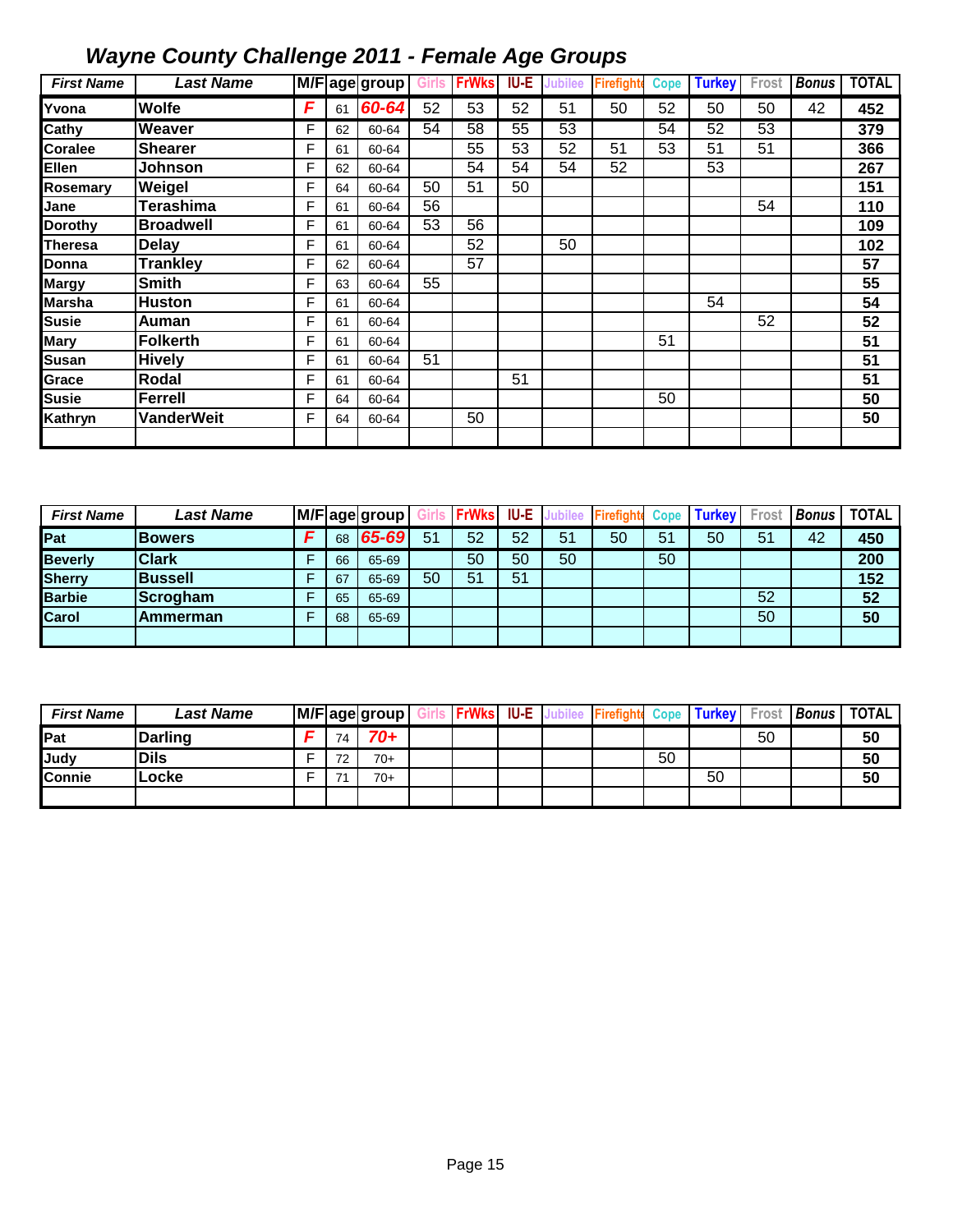# *Wayne County Challenge 2011 - Female Age Groups*

| First Name | Last Name | M/F | age | group | Girls | FrWks | IU-E | Jubilee | Firefighter | Cope | Turkey | Frost | Bonus | TOTAL |
|---|---|---|---|---|---|---|---|---|---|---|---|---|---|---|
| Yvona | Wolfe | F | 61 | 60-64 | 52 | 53 | 52 | 51 | 50 | 52 | 50 | 50 | 42 | 452 |
| Cathy | Weaver | F | 62 | 60-64 | 54 | 58 | 55 | 53 | | 54 | 52 | 53 | | 379 |
| Coralee | Shearer | F | 61 | 60-64 | | 55 | 53 | 52 | 51 | 53 | 51 | 51 | | 366 |
| Ellen | Johnson | F | 62 | 60-64 | | 54 | 54 | 54 | 52 | | 53 | | | 267 |
| Rosemary | Weigel | F | 64 | 60-64 | 50 | 51 | 50 | | | | | | | 151 |
| Jane | Terashima | F | 61 | 60-64 | 56 | | | | | | | 54 | | 110 |
| Dorothy | Broadwell | F | 61 | 60-64 | 53 | 56 | | | | | | | | 109 |
| Theresa | Delay | F | 61 | 60-64 | | 52 | | 50 | | | | | | 102 |
| Donna | Trankley | F | 62 | 60-64 | | 57 | | | | | | | | 57 |
| Margy | Smith | F | 63 | 60-64 | 55 | | | | | | | | | 55 |
| Marsha | Huston | F | 61 | 60-64 | | | | | | | 54 | | | 54 |
| Susie | Auman | F | 61 | 60-64 | | | | | | | | 52 | | 52 |
| Mary | Folkerth | F | 61 | 60-64 | | | | | | 51 | | | | 51 |
| Susan | Hively | F | 61 | 60-64 | 51 | | | | | | | | | 51 |
| Grace | Rodal | F | 61 | 60-64 | | | 51 | | | | | | | 51 |
| Susie | Ferrell | F | 64 | 60-64 | | | | | | 50 | | | | 50 |
| Kathryn | VanderWeit | F | 64 | 60-64 | | 50 | | | | | | | | 50 |

| First Name | Last Name | M/F | age | group | Girls | FrWks | IU-E | Jubilee | Firefighter | Cope | Turkey | Frost | Bonus | TOTAL |
|---|---|---|---|---|---|---|---|---|---|---|---|---|---|---|
| Pat | Bowers | F | 68 | 65-69 | 51 | 52 | 52 | 51 | 50 | 51 | 50 | 51 | 42 | 450 |
| Beverly | Clark | F | 66 | 65-69 | | 50 | 50 | 50 | | 50 | | | | 200 |
| Sherry | Bussell | F | 67 | 65-69 | 50 | 51 | 51 | | | | | | | 152 |
| Barbie | Scrogham | F | 65 | 65-69 | | | | | | | | 52 | | 52 |
| Carol | Ammerman | F | 68 | 65-69 | | | | | | | | 50 | | 50 |

| First Name | Last Name | M/F | age | group | Girls | FrWks | IU-E | Jubilee | Firefighter | Cope | Turkey | Frost | Bonus | TOTAL |
|---|---|---|---|---|---|---|---|---|---|---|---|---|---|---|
| Pat | Darling | F | 74 | 70+ | | | | | | | | 50 | | 50 |
| Judy | Dils | F | 72 | 70+ | | | | | | 50 | | | | 50 |
| Connie | Locke | F | 71 | 70+ | | | | | | | 50 | | | 50 |